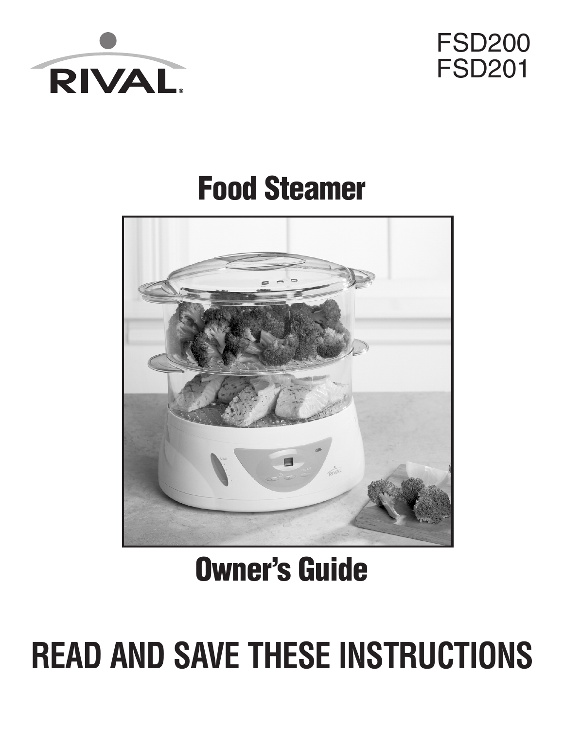RIVAL®

FSD200
FSD201

# Food Steamer

# Owner's Guide

# READ AND SAVE THESE INSTRUCTIONS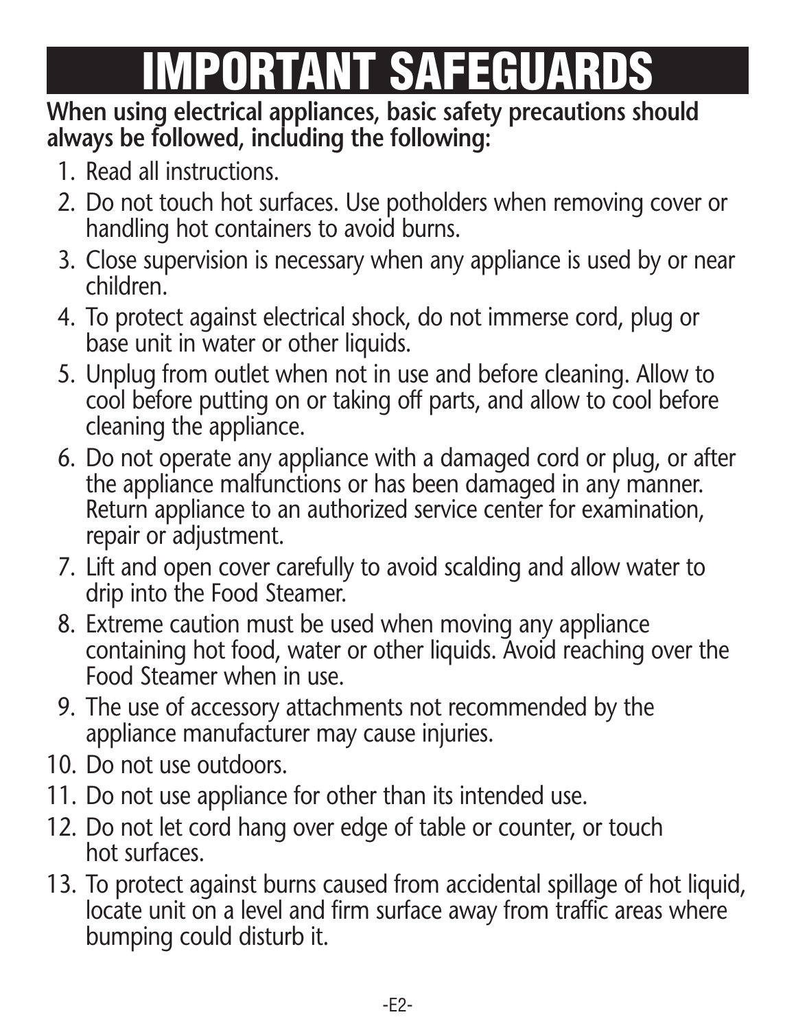# IMPORTANT SAFEGUARDS

**When using electrical appliances, basic safety precautions should always be followed, including the following:**

1. Read all instructions.
2. Do not touch hot surfaces. Use potholders when removing cover or handling hot containers to avoid burns.
3. Close supervision is necessary when any appliance is used by or near children.
4. To protect against electrical shock, do not immerse cord, plug or base unit in water or other liquids.
5. Unplug from outlet when not in use and before cleaning. Allow to cool before putting on or taking off parts, and allow to cool before cleaning the appliance.
6. Do not operate any appliance with a damaged cord or plug, or after the appliance malfunctions or has been damaged in any manner. Return appliance to an authorized service center for examination, repair or adjustment.
7. Lift and open cover carefully to avoid scalding and allow water to drip into the Food Steamer.
8. Extreme caution must be used when moving any appliance containing hot food, water or other liquids. Avoid reaching over the Food Steamer when in use.
9. The use of accessory attachments not recommended by the appliance manufacturer may cause injuries.
10. Do not use outdoors.
11. Do not use appliance for other than its intended use.
12. Do not let cord hang over edge of table or counter, or touch hot surfaces.
13. To protect against burns caused from accidental spillage of hot liquid, locate unit on a level and firm surface away from traffic areas where bumping could disturb it.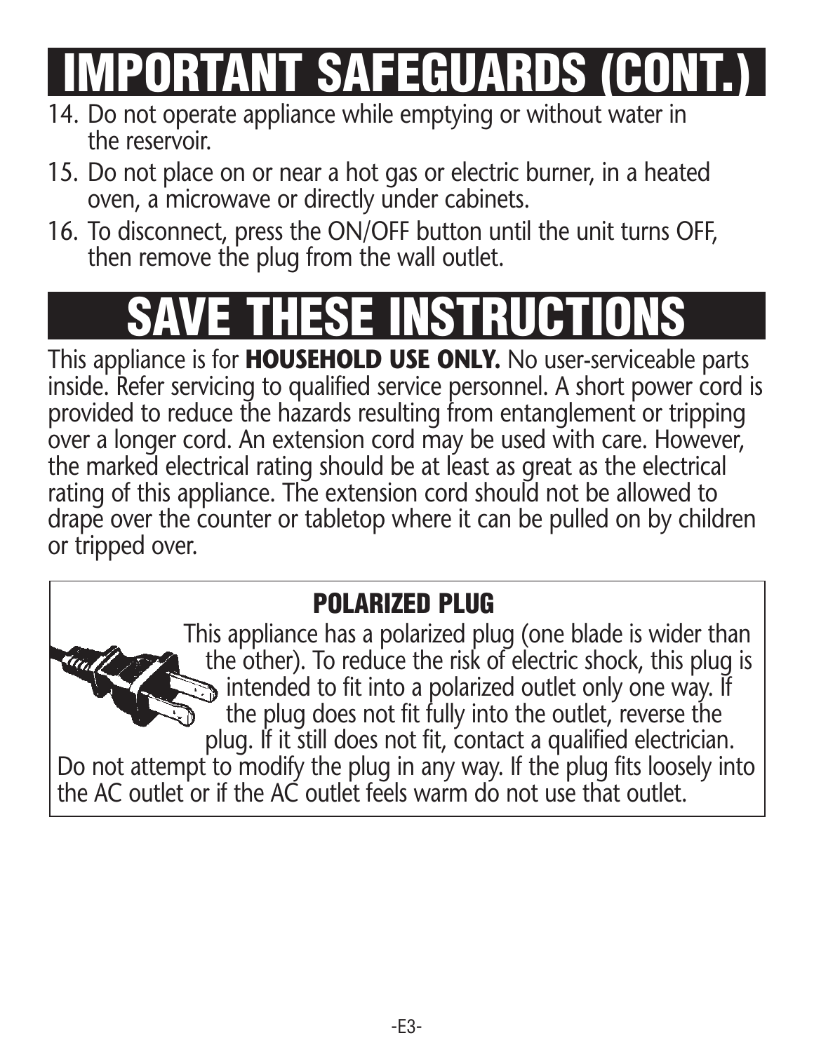# IMPORTANT SAFEGUARDS (CONT.)

14. Do not operate appliance while emptying or without water in the reservoir.
15. Do not place on or near a hot gas or electric burner, in a heated oven, a microwave or directly under cabinets.
16. To disconnect, press the ON/OFF button until the unit turns OFF, then remove the plug from the wall outlet.

# SAVE THESE INSTRUCTIONS

This appliance is for **HOUSEHOLD USE ONLY.** No user-serviceable parts inside. Refer servicing to qualified service personnel. A short power cord is provided to reduce the hazards resulting from entanglement or tripping over a longer cord. An extension cord may be used with care. However, the marked electrical rating should be at least as great as the electrical rating of this appliance. The extension cord should not be allowed to drape over the counter or tabletop where it can be pulled on by children or tripped over.

## POLARIZED PLUG

This appliance has a polarized plug (one blade is wider than the other). To reduce the risk of electric shock, this plug is intended to fit into a polarized outlet only one way. If the plug does not fit fully into the outlet, reverse the plug. If it still does not fit, contact a qualified electrician. Do not attempt to modify the plug in any way. If the plug fits loosely into the AC outlet or if the AC outlet feels warm do not use that outlet.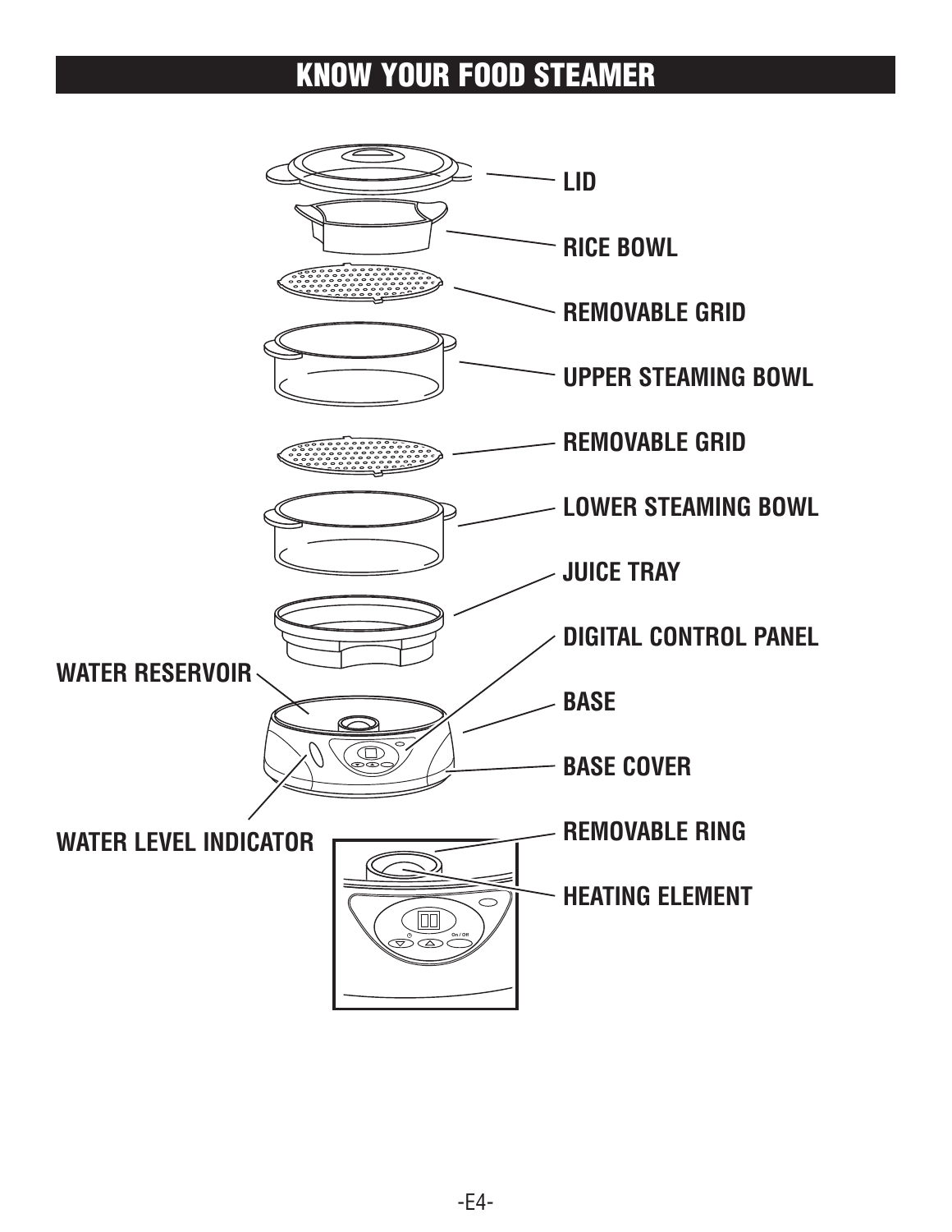# KNOW YOUR FOOD STEAMER

LID

RICE BOWL

REMOVABLE GRID

UPPER STEAMING BOWL

REMOVABLE GRID

LOWER STEAMING BOWL

JUICE TRAY

DIGITAL CONTROL PANEL

WATER RESERVOIR

BASE

BASE COVER

WATER LEVEL INDICATOR

REMOVABLE RING

HEATING ELEMENT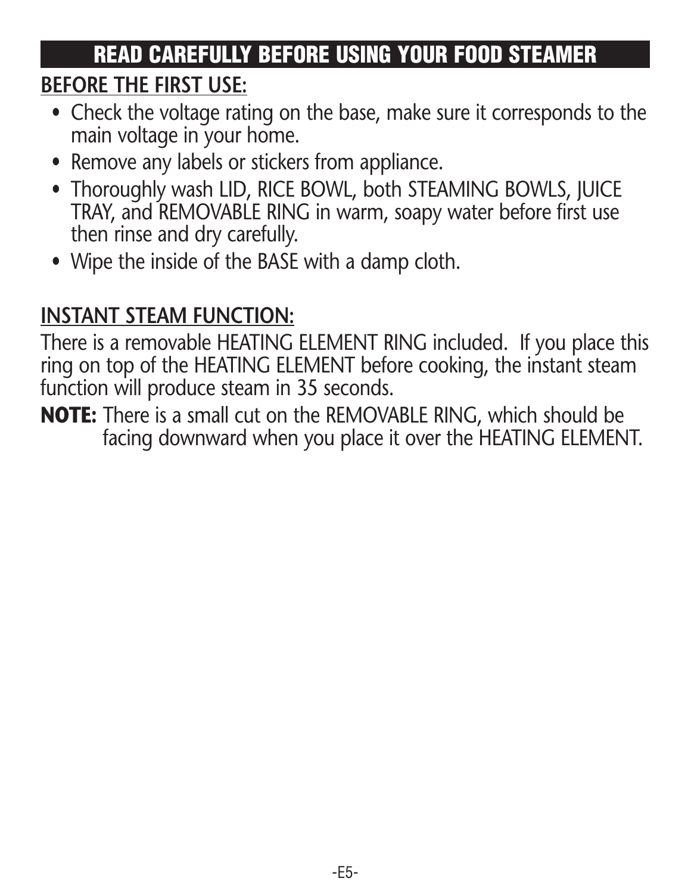## READ CAREFULLY BEFORE USING YOUR FOOD STEAMER

### BEFORE THE FIRST USE:

- Check the voltage rating on the base, make sure it corresponds to the main voltage in your home.
- Remove any labels or stickers from appliance.
- Thoroughly wash LID, RICE BOWL, both STEAMING BOWLS, JUICE TRAY, and REMOVABLE RING in warm, soapy water before first use then rinse and dry carefully.
- Wipe the inside of the BASE with a damp cloth.

### INSTANT STEAM FUNCTION:

There is a removable HEATING ELEMENT RING included. If you place this ring on top of the HEATING ELEMENT before cooking, the instant steam function will produce steam in 35 seconds.

**NOTE:** There is a small cut on the REMOVABLE RING, which should be facing downward when you place it over the HEATING ELEMENT.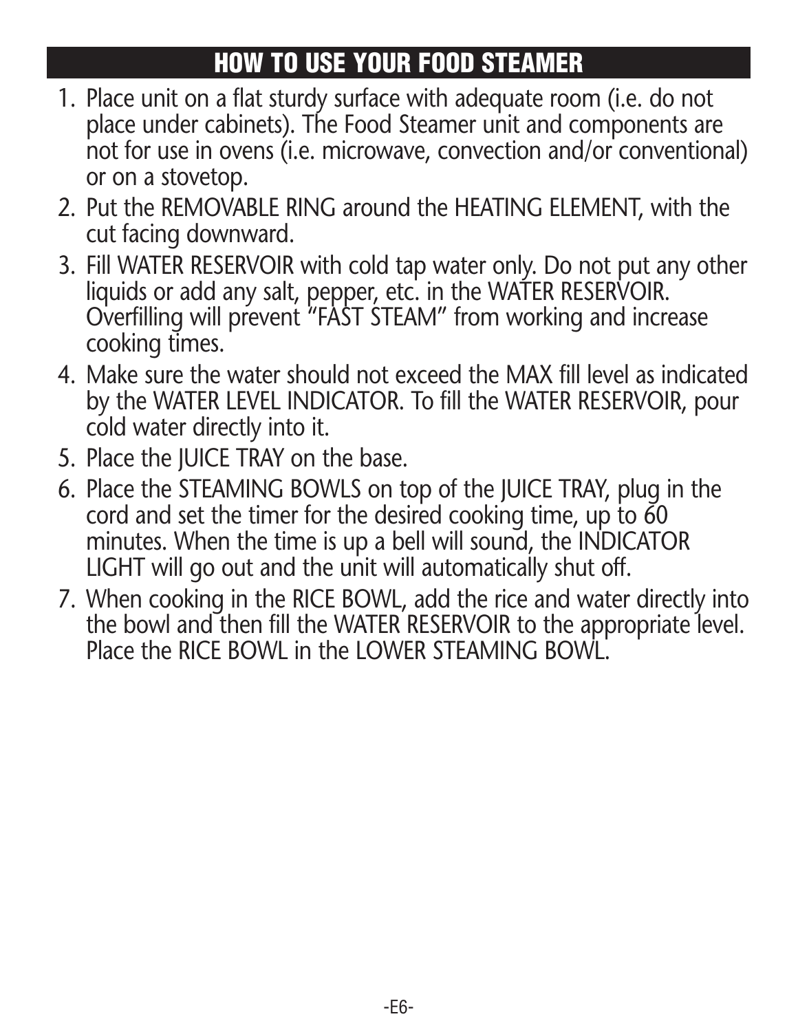## HOW TO USE YOUR FOOD STEAMER

1. Place unit on a flat sturdy surface with adequate room (i.e. do not place under cabinets). The Food Steamer unit and components are not for use in ovens (i.e. microwave, convection and/or conventional) or on a stovetop.
2. Put the REMOVABLE RING around the HEATING ELEMENT, with the cut facing downward.
3. Fill WATER RESERVOIR with cold tap water only. Do not put any other liquids or add any salt, pepper, etc. in the WATER RESERVOIR. Overfilling will prevent "FAST STEAM" from working and increase cooking times.
4. Make sure the water should not exceed the MAX fill level as indicated by the WATER LEVEL INDICATOR. To fill the WATER RESERVOIR, pour cold water directly into it.
5. Place the JUICE TRAY on the base.
6. Place the STEAMING BOWLS on top of the JUICE TRAY, plug in the cord and set the timer for the desired cooking time, up to 60 minutes. When the time is up a bell will sound, the INDICATOR LIGHT will go out and the unit will automatically shut off.
7. When cooking in the RICE BOWL, add the rice and water directly into the bowl and then fill the WATER RESERVOIR to the appropriate level. Place the RICE BOWL in the LOWER STEAMING BOWL.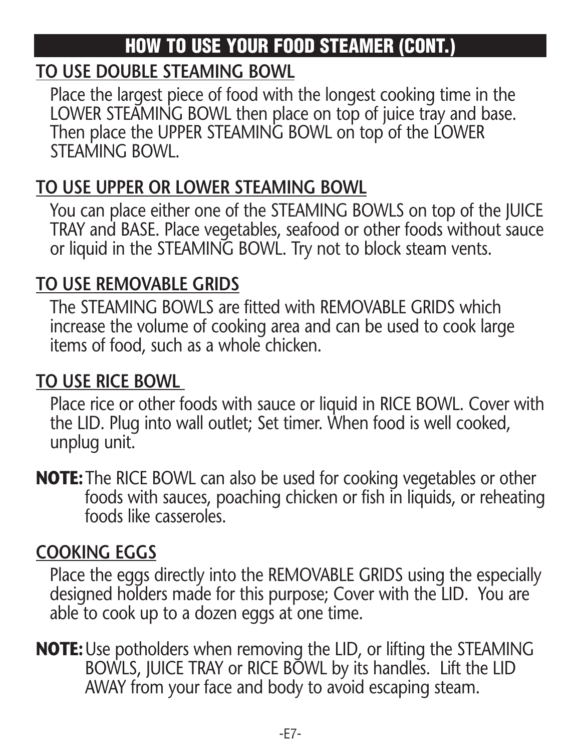## HOW TO USE YOUR FOOD STEAMER (CONT.)

### TO USE DOUBLE STEAMING BOWL

Place the largest piece of food with the longest cooking time in the LOWER STEAMING BOWL then place on top of juice tray and base. Then place the UPPER STEAMING BOWL on top of the LOWER STEAMING BOWL.

### TO USE UPPER OR LOWER STEAMING BOWL

You can place either one of the STEAMING BOWLS on top of the JUICE TRAY and BASE. Place vegetables, seafood or other foods without sauce or liquid in the STEAMING BOWL. Try not to block steam vents.

### TO USE REMOVABLE GRIDS

The STEAMING BOWLS are fitted with REMOVABLE GRIDS which increase the volume of cooking area and can be used to cook large items of food, such as a whole chicken.

### TO USE RICE BOWL

Place rice or other foods with sauce or liquid in RICE BOWL. Cover with the LID. Plug into wall outlet; Set timer. When food is well cooked, unplug unit.

**NOTE:** The RICE BOWL can also be used for cooking vegetables or other foods with sauces, poaching chicken or fish in liquids, or reheating foods like casseroles.

### COOKING EGGS

Place the eggs directly into the REMOVABLE GRIDS using the especially designed holders made for this purpose; Cover with the LID. You are able to cook up to a dozen eggs at one time.

**NOTE:** Use potholders when removing the LID, or lifting the STEAMING BOWLS, JUICE TRAY or RICE BOWL by its handles. Lift the LID AWAY from your face and body to avoid escaping steam.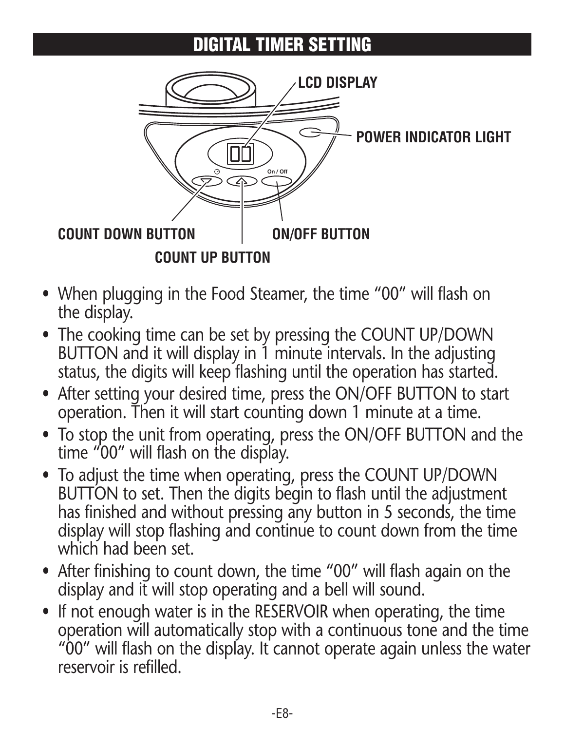## DIGITAL TIMER SETTING

LCD DISPLAY

POWER INDICATOR LIGHT

COUNT DOWN BUTTON

ON/OFF BUTTON

COUNT UP BUTTON

- When plugging in the Food Steamer, the time "00" will flash on the display.
- The cooking time can be set by pressing the COUNT UP/DOWN BUTTON and it will display in 1 minute intervals. In the adjusting status, the digits will keep flashing until the operation has started.
- After setting your desired time, press the ON/OFF BUTTON to start operation. Then it will start counting down 1 minute at a time.
- To stop the unit from operating, press the ON/OFF BUTTON and the time "00" will flash on the display.
- To adjust the time when operating, press the COUNT UP/DOWN BUTTON to set. Then the digits begin to flash until the adjustment has finished and without pressing any button in 5 seconds, the time display will stop flashing and continue to count down from the time which had been set.
- After finishing to count down, the time "00" will flash again on the display and it will stop operating and a bell will sound.
- If not enough water is in the RESERVOIR when operating, the time operation will automatically stop with a continuous tone and the time "00" will flash on the display. It cannot operate again unless the water reservoir is refilled.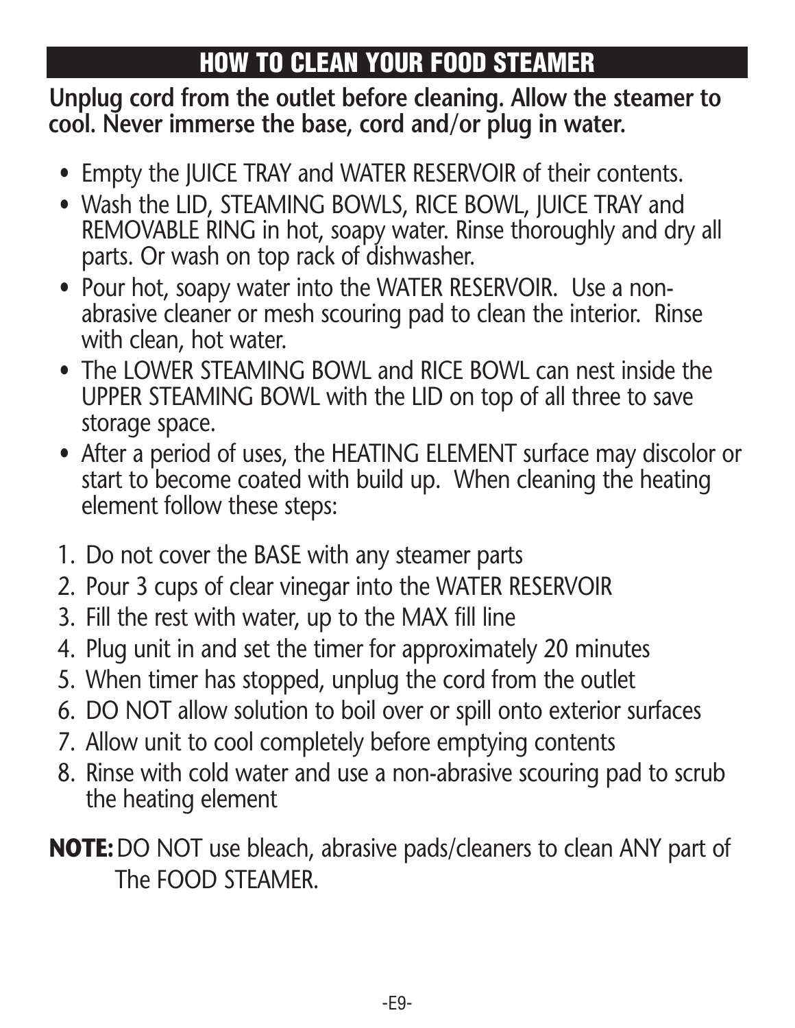## HOW TO CLEAN YOUR FOOD STEAMER

**Unplug cord from the outlet before cleaning. Allow the steamer to cool. Never immerse the base, cord and/or plug in water.**

- Empty the JUICE TRAY and WATER RESERVOIR of their contents.
- Wash the LID, STEAMING BOWLS, RICE BOWL, JUICE TRAY and REMOVABLE RING in hot, soapy water. Rinse thoroughly and dry all parts. Or wash on top rack of dishwasher.
- Pour hot, soapy water into the WATER RESERVOIR. Use a non-abrasive cleaner or mesh scouring pad to clean the interior. Rinse with clean, hot water.
- The LOWER STEAMING BOWL and RICE BOWL can nest inside the UPPER STEAMING BOWL with the LID on top of all three to save storage space.
- After a period of uses, the HEATING ELEMENT surface may discolor or start to become coated with build up. When cleaning the heating element follow these steps:

1. Do not cover the BASE with any steamer parts
2. Pour 3 cups of clear vinegar into the WATER RESERVOIR
3. Fill the rest with water, up to the MAX fill line
4. Plug unit in and set the timer for approximately 20 minutes
5. When timer has stopped, unplug the cord from the outlet
6. DO NOT allow solution to boil over or spill onto exterior surfaces
7. Allow unit to cool completely before emptying contents
8. Rinse with cold water and use a non-abrasive scouring pad to scrub the heating element

**NOTE:** DO NOT use bleach, abrasive pads/cleaners to clean ANY part of The FOOD STEAMER.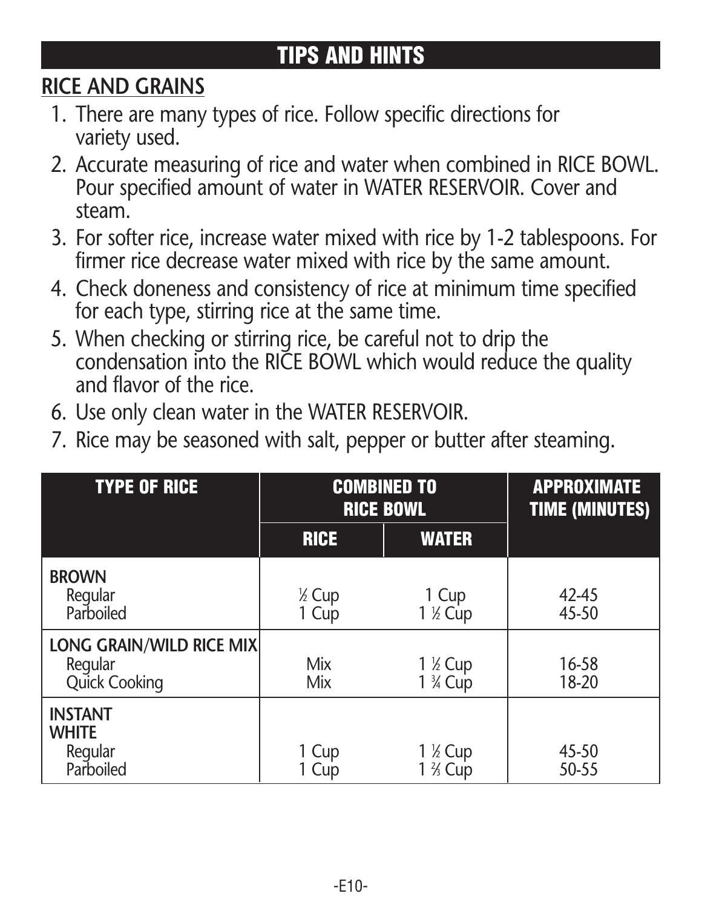# TIPS AND HINTS

## RICE AND GRAINS

1. There are many types of rice. Follow specific directions for variety used.
2. Accurate measuring of rice and water when combined in RICE BOWL. Pour specified amount of water in WATER RESERVOIR. Cover and steam.
3. For softer rice, increase water mixed with rice by 1-2 tablespoons. For firmer rice decrease water mixed with rice by the same amount.
4. Check doneness and consistency of rice at minimum time specified for each type, stirring rice at the same time.
5. When checking or stirring rice, be careful not to drip the condensation into the RICE BOWL which would reduce the quality and flavor of the rice.
6. Use only clean water in the WATER RESERVOIR.
7. Rice may be seasoned with salt, pepper or butter after steaming.

| TYPE OF RICE | COMBINED TO RICE BOWL | | APPROXIMATE TIME (MINUTES) |
|---|---|---|---|
| | RICE | WATER | |
| **BROWN** | | | |
| Regular | ½ Cup | 1 Cup | 42-45 |
| Parboiled | 1 Cup | 1 ½ Cup | 45-50 |
| **LONG GRAIN/WILD RICE MIX** | | | |
| Regular | Mix | 1 ½ Cup | 16-58 |
| Quick Cooking | Mix | 1 ¾ Cup | 18-20 |
| **INSTANT** | | | |
| **WHITE** | | | |
| Regular | 1 Cup | 1 ½ Cup | 45-50 |
| Parboiled | 1 Cup | 1 ⅔ Cup | 50-55 |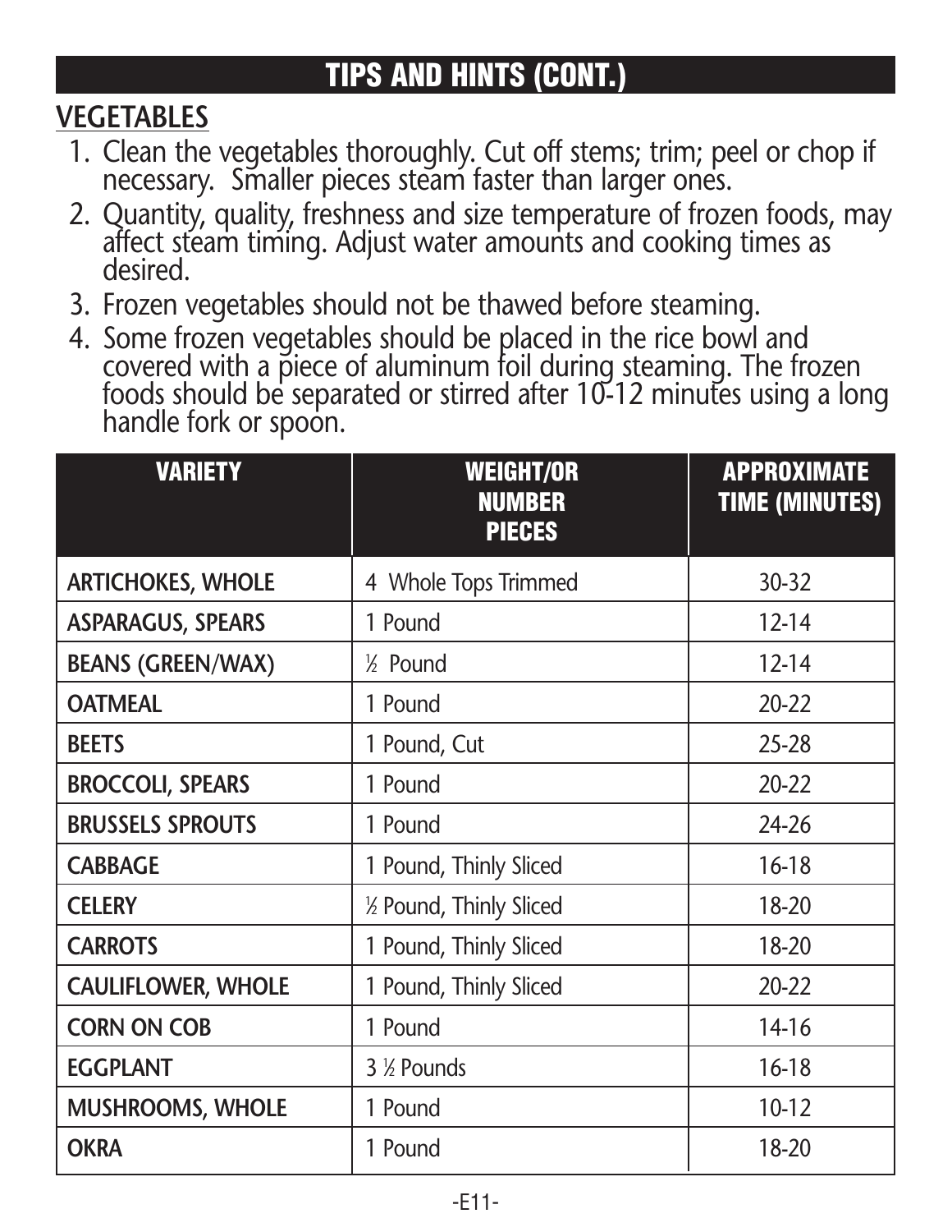# TIPS AND HINTS (CONT.)

## VEGETABLES

1. Clean the vegetables thoroughly. Cut off stems; trim; peel or chop if necessary. Smaller pieces steam faster than larger ones.
2. Quantity, quality, freshness and size temperature of frozen foods, may affect steam timing. Adjust water amounts and cooking times as desired.
3. Frozen vegetables should not be thawed before steaming.
4. Some frozen vegetables should be placed in the rice bowl and covered with a piece of aluminum foil during steaming. The frozen foods should be separated or stirred after 10-12 minutes using a long handle fork or spoon.

| VARIETY | WEIGHT/OR NUMBER PIECES | APPROXIMATE TIME (MINUTES) |
|---|---|---|
| **ARTICHOKES, WHOLE** | 4 Whole Tops Trimmed | 30-32 |
| **ASPARAGUS, SPEARS** | 1 Pound | 12-14 |
| **BEANS (GREEN/WAX)** | ½ Pound | 12-14 |
| **OATMEAL** | 1 Pound | 20-22 |
| **BEETS** | 1 Pound, Cut | 25-28 |
| **BROCCOLI, SPEARS** | 1 Pound | 20-22 |
| **BRUSSELS SPROUTS** | 1 Pound | 24-26 |
| **CABBAGE** | 1 Pound, Thinly Sliced | 16-18 |
| **CELERY** | ½ Pound, Thinly Sliced | 18-20 |
| **CARROTS** | 1 Pound, Thinly Sliced | 18-20 |
| **CAULIFLOWER, WHOLE** | 1 Pound, Thinly Sliced | 20-22 |
| **CORN ON COB** | 1 Pound | 14-16 |
| **EGGPLANT** | 3 ½ Pounds | 16-18 |
| **MUSHROOMS, WHOLE** | 1 Pound | 10-12 |
| **OKRA** | 1 Pound | 18-20 |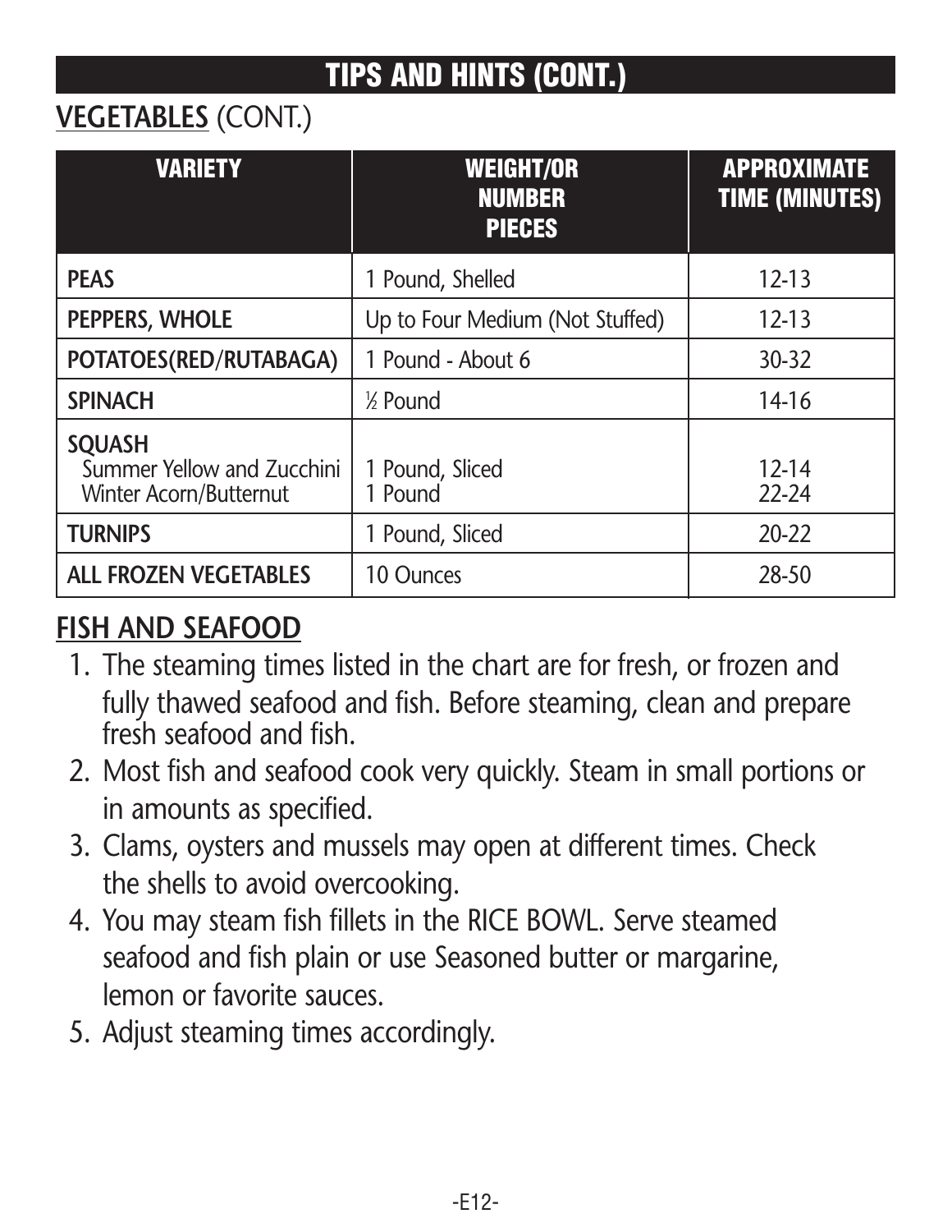# TIPS AND HINTS (CONT.)

## VEGETABLES (CONT.)

| VARIETY | WEIGHT/OR NUMBER PIECES | APPROXIMATE TIME (MINUTES) |
|---|---|---|
| **PEAS** | 1 Pound, Shelled | 12-13 |
| **PEPPERS, WHOLE** | Up to Four Medium (Not Stuffed) | 12-13 |
| **POTATOES(RED/RUTABAGA)** | 1 Pound - About 6 | 30-32 |
| **SPINACH** | ½ Pound | 14-16 |
| **SQUASH** | | |
| Summer Yellow and Zucchini | 1 Pound, Sliced | 12-14 |
| Winter Acorn/Butternut | 1 Pound | 22-24 |
| **TURNIPS** | 1 Pound, Sliced | 20-22 |
| **ALL FROZEN VEGETABLES** | 10 Ounces | 28-50 |

## FISH AND SEAFOOD

1. The steaming times listed in the chart are for fresh, or frozen and fully thawed seafood and fish. Before steaming, clean and prepare fresh seafood and fish.
2. Most fish and seafood cook very quickly. Steam in small portions or in amounts as specified.
3. Clams, oysters and mussels may open at different times. Check the shells to avoid overcooking.
4. You may steam fish fillets in the RICE BOWL. Serve steamed seafood and fish plain or use Seasoned butter or margarine, lemon or favorite sauces.
5. Adjust steaming times accordingly.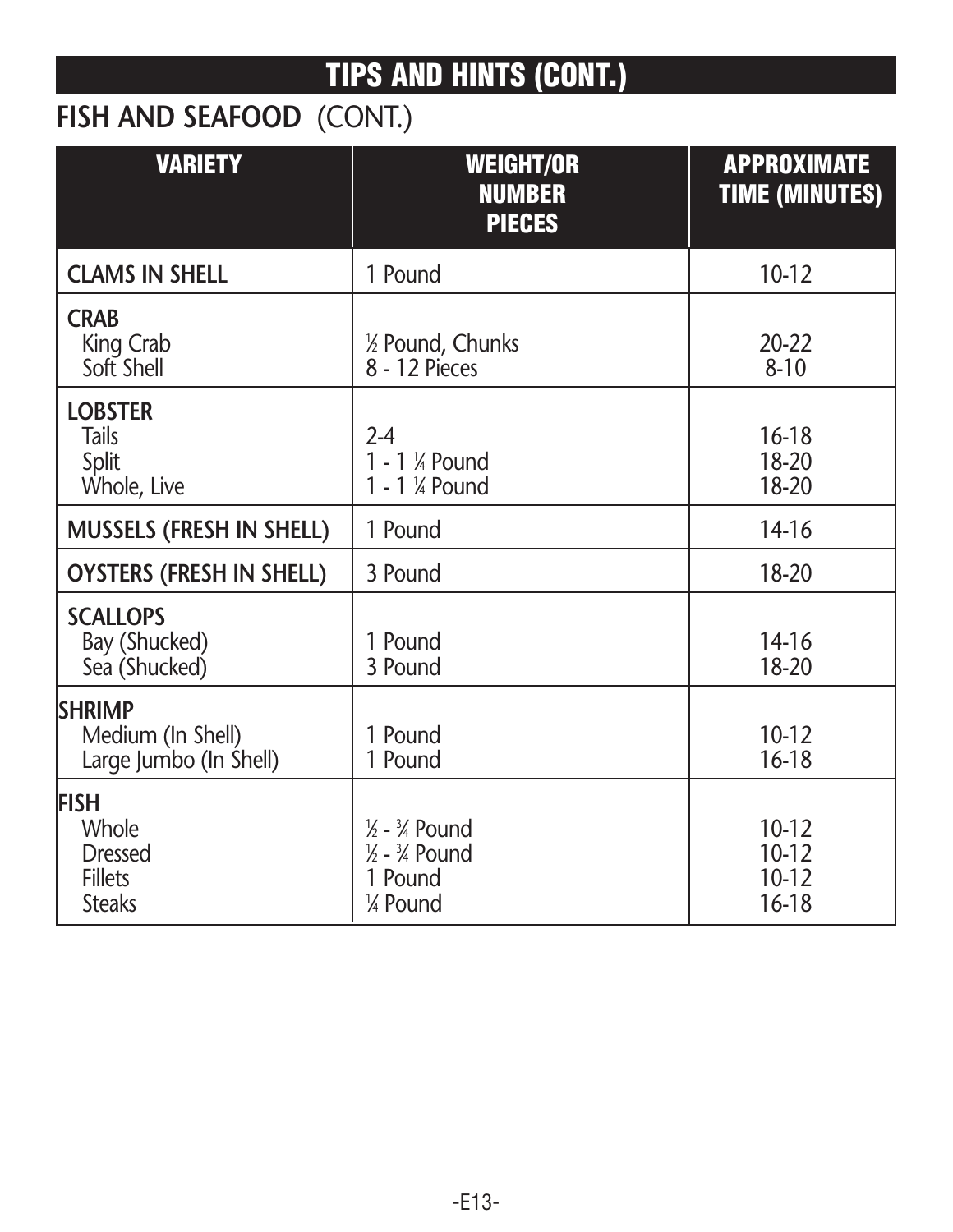# TIPS AND HINTS (CONT.)

## FISH AND SEAFOOD (CONT.)

| VARIETY | WEIGHT/OR NUMBER PIECES | APPROXIMATE TIME (MINUTES) |
|---|---|---|
| **CLAMS IN SHELL** | 1 Pound | 10-12 |
| **CRAB** | | |
| King Crab | ½ Pound, Chunks | 20-22 |
| Soft Shell | 8 - 12 Pieces | 8-10 |
| **LOBSTER** | | |
| Tails | 2-4 | 16-18 |
| Split | 1 - 1 ¼ Pound | 18-20 |
| Whole, Live | 1 - 1 ¼ Pound | 18-20 |
| **MUSSELS (FRESH IN SHELL)** | 1 Pound | 14-16 |
| **OYSTERS (FRESH IN SHELL)** | 3 Pound | 18-20 |
| **SCALLOPS** | | |
| Bay (Shucked) | 1 Pound | 14-16 |
| Sea (Shucked) | 3 Pound | 18-20 |
| **SHRIMP** | | |
| Medium (In Shell) | 1 Pound | 10-12 |
| Large Jumbo (In Shell) | 1 Pound | 16-18 |
| **FISH** | | |
| Whole | ½ - ¾ Pound | 10-12 |
| Dressed | ½ - ¾ Pound | 10-12 |
| Fillets | 1 Pound | 10-12 |
| Steaks | ¼ Pound | 16-18 |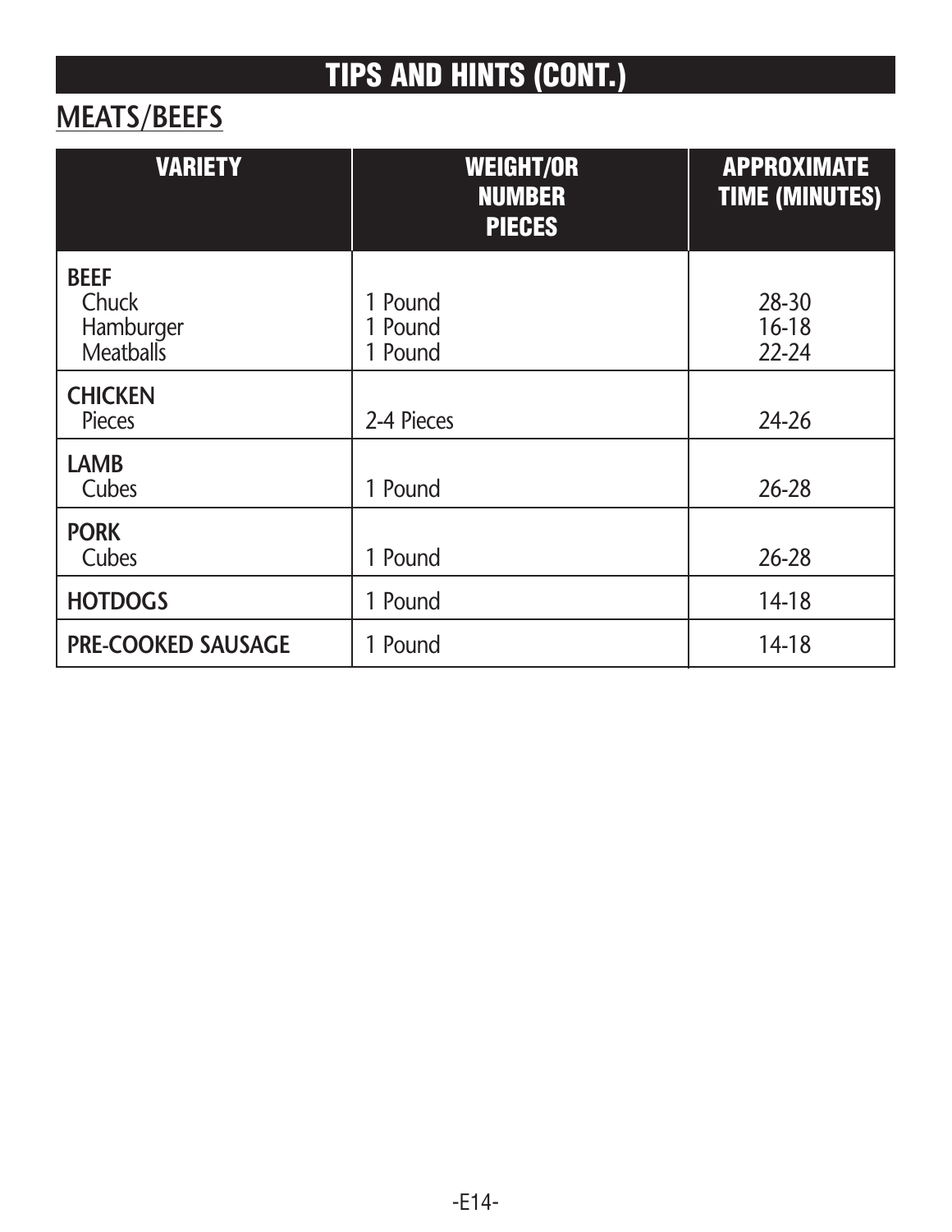# TIPS AND HINTS (CONT.)

## MEATS/BEEFS

| VARIETY | WEIGHT/OR NUMBER PIECES | APPROXIMATE TIME (MINUTES) |
|---|---|---|
| **BEEF** | | |
| Chuck | 1 Pound | 28-30 |
| Hamburger | 1 Pound | 16-18 |
| Meatballs | 1 Pound | 22-24 |
| **CHICKEN** | | |
| Pieces | 2-4 Pieces | 24-26 |
| **LAMB** | | |
| Cubes | 1 Pound | 26-28 |
| **PORK** | | |
| Cubes | 1 Pound | 26-28 |
| **HOTDOGS** | 1 Pound | 14-18 |
| **PRE-COOKED SAUSAGE** | 1 Pound | 14-18 |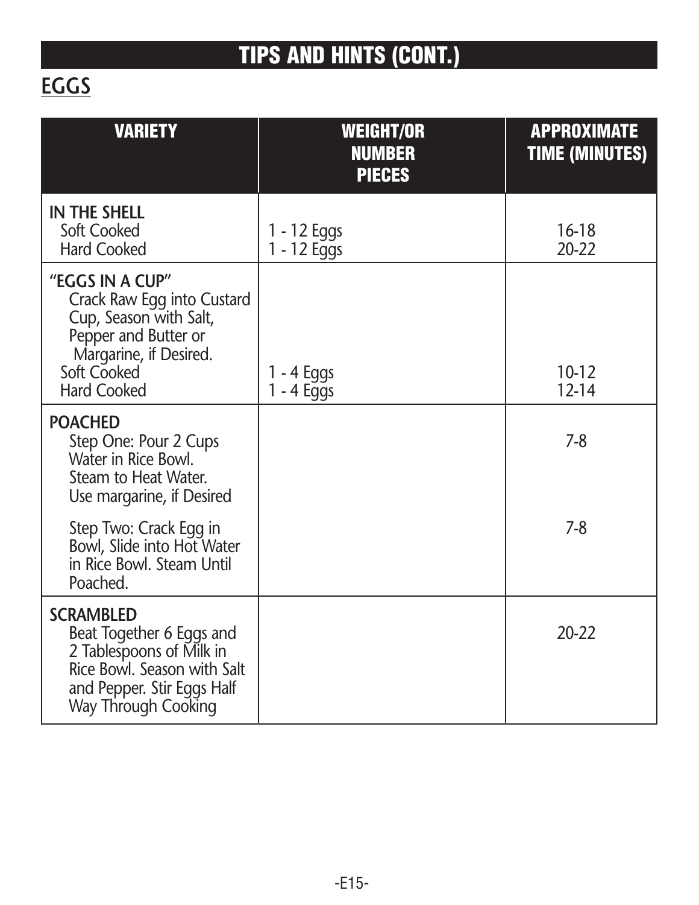# TIPS AND HINTS (CONT.)

## EGGS

| VARIETY | WEIGHT/OR NUMBER PIECES | APPROXIMATE TIME (MINUTES) |
|---|---|---|
| **IN THE SHELL** | | |
| Soft Cooked | 1 - 12 Eggs | 16-18 |
| Hard Cooked | 1 - 12 Eggs | 20-22 |
| **"EGGS IN A CUP"** Crack Raw Egg into Custard Cup, Season with Salt, Pepper and Butter or Margarine, if Desired. | | |
| Soft Cooked | 1 - 4 Eggs | 10-12 |
| Hard Cooked | 1 - 4 Eggs | 12-14 |
| **POACHED** Step One: Pour 2 Cups Water in Rice Bowl. Steam to Heat Water. Use margarine, if Desired | | 7-8 |
| Step Two: Crack Egg in Bowl, Slide into Hot Water in Rice Bowl. Steam Until Poached. | | 7-8 |
| **SCRAMBLED** Beat Together 6 Eggs and 2 Tablespoons of Milk in Rice Bowl. Season with Salt and Pepper. Stir Eggs Half Way Through Cooking | | 20-22 |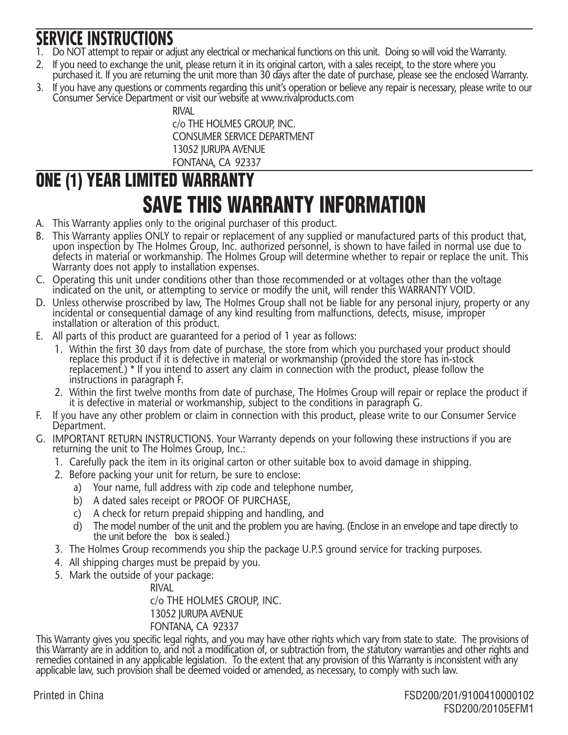## SERVICE INSTRUCTIONS

1. Do NOT attempt to repair or adjust any electrical or mechanical functions on this unit. Doing so will void the Warranty.
2. If you need to exchange the unit, please return it in its original carton, with a sales receipt, to the store where you purchased it. If you are returning the unit more than 30 days after the date of purchase, please see the enclosed Warranty.
3. If you have any questions or comments regarding this unit's operation or believe any repair is necessary, please write to our Consumer Service Department or visit our website at www.rivalproducts.com

    RIVAL
    c/o THE HOLMES GROUP, INC.
    CONSUMER SERVICE DEPARTMENT
    13052 JURUPA AVENUE
    FONTANA, CA 92337

## ONE (1) YEAR LIMITED WARRANTY

# SAVE THIS WARRANTY INFORMATION

A. This Warranty applies only to the original purchaser of this product.

B. This Warranty applies ONLY to repair or replacement of any supplied or manufactured parts of this product that, upon inspection by The Holmes Group, Inc. authorized personnel, is shown to have failed in normal use due to defects in material or workmanship. The Holmes Group will determine whether to repair or replace the unit. This Warranty does not apply to installation expenses.

C. Operating this unit under conditions other than those recommended or at voltages other than the voltage indicated on the unit, or attempting to service or modify the unit, will render this WARRANTY VOID.

D. Unless otherwise proscribed by law, The Holmes Group shall not be liable for any personal injury, property or any incidental or consequential damage of any kind resulting from malfunctions, defects, misuse, improper installation or alteration of this product.

E. All parts of this product are guaranteed for a period of 1 year as follows:
   1. Within the first 30 days from date of purchase, the store from which you purchased your product should replace this product if it is defective in material or workmanship (provided the store has in-stock replacement.) * If you intend to assert any claim in connection with the product, please follow the instructions in paragraph F.
   2. Within the first twelve months from date of purchase, The Holmes Group will repair or replace the product if it is defective in material or workmanship, subject to the conditions in paragraph G.

F. If you have any other problem or claim in connection with this product, please write to our Consumer Service Department.

G. IMPORTANT RETURN INSTRUCTIONS. Your Warranty depends on your following these instructions if you are returning the unit to The Holmes Group, Inc.:
   1. Carefully pack the item in its original carton or other suitable box to avoid damage in shipping.
   2. Before packing your unit for return, be sure to enclose:
      a) Your name, full address with zip code and telephone number,
      b) A dated sales receipt or PROOF OF PURCHASE,
      c) A check for return prepaid shipping and handling, and
      d) The model number of the unit and the problem you are having. (Enclose in an envelope and tape directly to the unit before the box is sealed.)
   3. The Holmes Group recommends you ship the package U.P.S ground service for tracking purposes.
   4. All shipping charges must be prepaid by you.
   5. Mark the outside of your package:

      RIVAL
      c/o THE HOLMES GROUP, INC.
      13052 JURUPA AVENUE
      FONTANA, CA 92337

This Warranty gives you specific legal rights, and you may have other rights which vary from state to state. The provisions of this Warranty are in addition to, and not a modification of, or subtraction from, the statutory warranties and other rights and remedies contained in any applicable legislation. To the extent that any provision of this Warranty is inconsistent with any applicable law, such provision shall be deemed voided or amended, as necessary, to comply with such law.

Printed in China

FSD200/201/9100410000102
FSD200/20105EFM1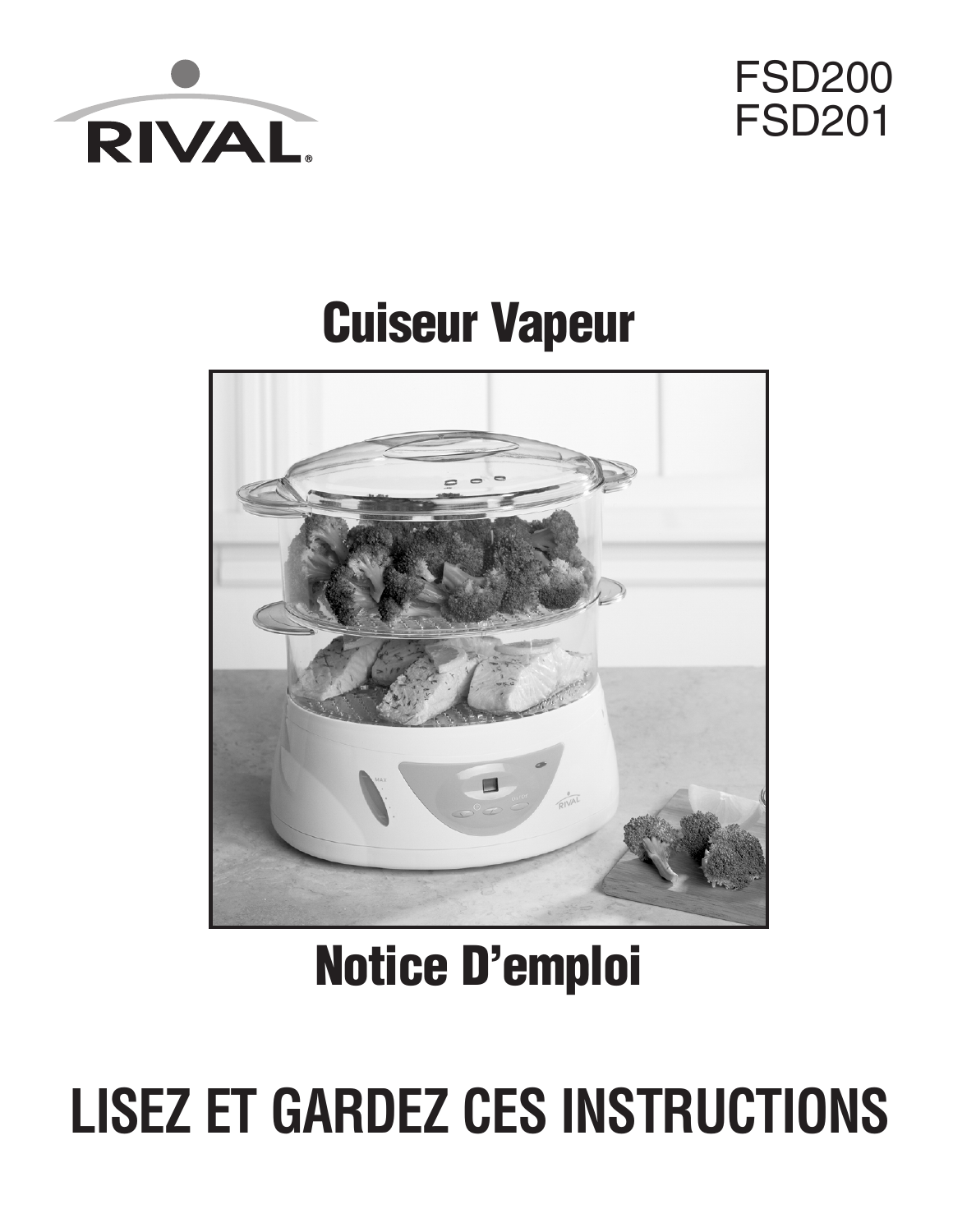RIVAL®

FSD200
FSD201

# Cuiseur Vapeur

# Notice D'emploi

# LISEZ ET GARDEZ CES INSTRUCTIONS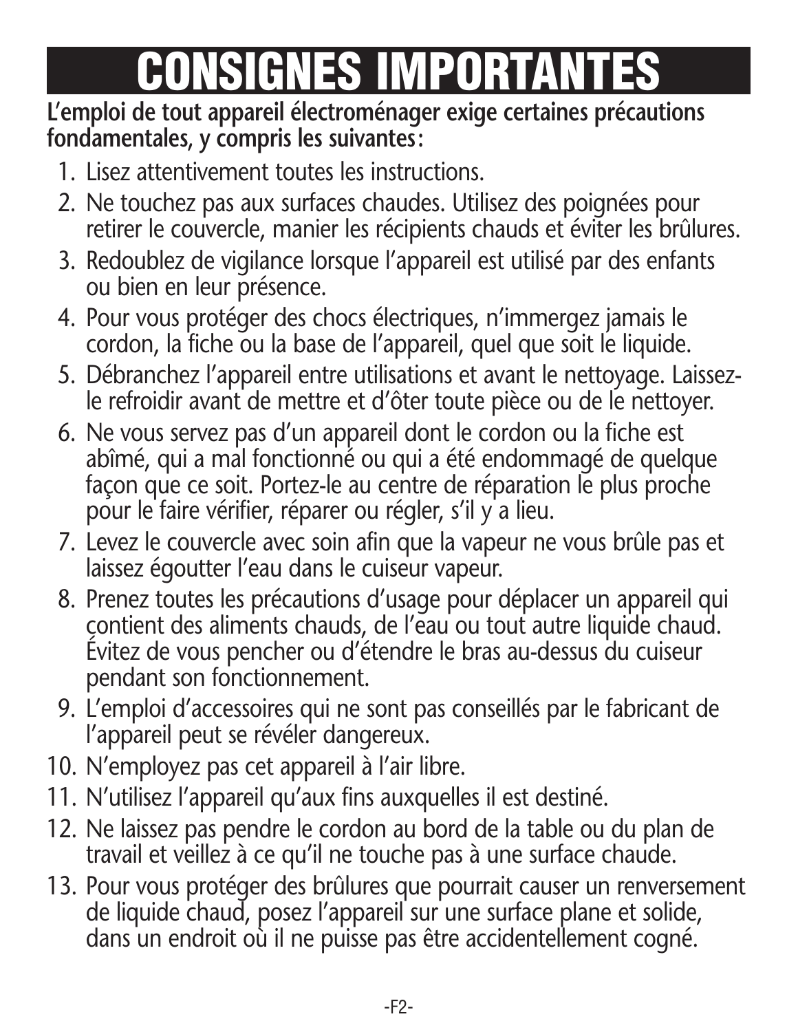# CONSIGNES IMPORTANTES

**L'emploi de tout appareil électroménager exige certaines précautions fondamentales, y compris les suivantes:**

1. Lisez attentivement toutes les instructions.
2. Ne touchez pas aux surfaces chaudes. Utilisez des poignées pour retirer le couvercle, manier les récipients chauds et éviter les brûlures.
3. Redoublez de vigilance lorsque l'appareil est utilisé par des enfants ou bien en leur présence.
4. Pour vous protéger des chocs électriques, n'immergez jamais le cordon, la fiche ou la base de l'appareil, quel que soit le liquide.
5. Débranchez l'appareil entre utilisations et avant le nettoyage. Laissez-le refroidir avant de mettre et d'ôter toute pièce ou de le nettoyer.
6. Ne vous servez pas d'un appareil dont le cordon ou la fiche est abîmé, qui a mal fonctionné ou qui a été endommagé de quelque façon que ce soit. Portez-le au centre de réparation le plus proche pour le faire vérifier, réparer ou régler, s'il y a lieu.
7. Levez le couvercle avec soin afin que la vapeur ne vous brûle pas et laissez égoutter l'eau dans le cuiseur vapeur.
8. Prenez toutes les précautions d'usage pour déplacer un appareil qui contient des aliments chauds, de l'eau ou tout autre liquide chaud. Évitez de vous pencher ou d'étendre le bras au-dessus du cuiseur pendant son fonctionnement.
9. L'emploi d'accessoires qui ne sont pas conseillés par le fabricant de l'appareil peut se révéler dangereux.
10. N'employez pas cet appareil à l'air libre.
11. N'utilisez l'appareil qu'aux fins auxquelles il est destiné.
12. Ne laissez pas pendre le cordon au bord de la table ou du plan de travail et veillez à ce qu'il ne touche pas à une surface chaude.
13. Pour vous protéger des brûlures que pourrait causer un renversement de liquide chaud, posez l'appareil sur une surface plane et solide, dans un endroit où il ne puisse pas être accidentellement cogné.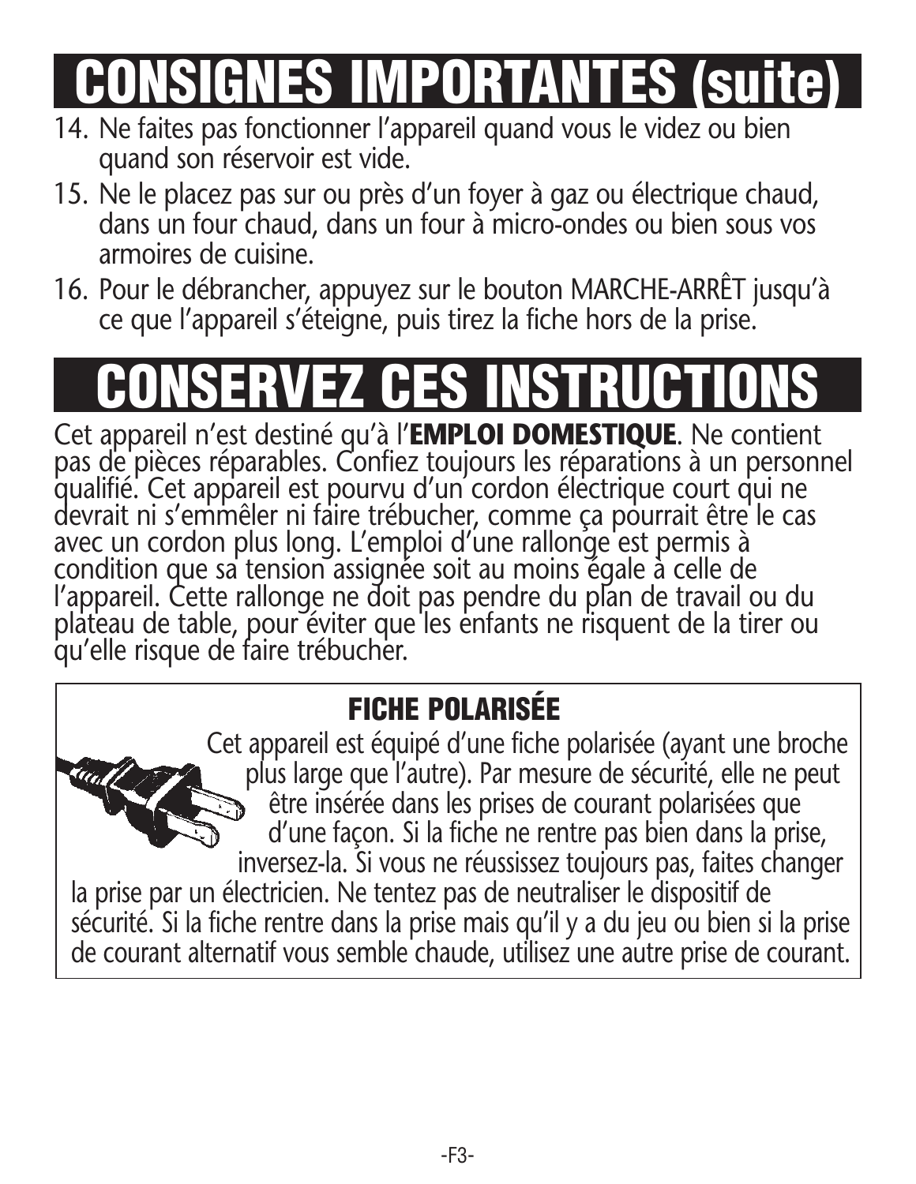# CONSIGNES IMPORTANTES (suite)

14. Ne faites pas fonctionner l'appareil quand vous le videz ou bien quand son réservoir est vide.
15. Ne le placez pas sur ou près d'un foyer à gaz ou électrique chaud, dans un four chaud, dans un four à micro-ondes ou bien sous vos armoires de cuisine.
16. Pour le débrancher, appuyez sur le bouton MARCHE-ARRÊT jusqu'à ce que l'appareil s'éteigne, puis tirez la fiche hors de la prise.

# CONSERVEZ CES INSTRUCTIONS

Cet appareil n'est destiné qu'à l'**EMPLOI DOMESTIQUE**. Ne contient pas de pièces réparables. Confiez toujours les réparations à un personnel qualifié. Cet appareil est pourvu d'un cordon électrique court qui ne devrait ni s'emmêler ni faire trébucher, comme ça pourrait être le cas avec un cordon plus long. L'emploi d'une rallonge est permis à condition que sa tension assignée soit au moins égale à celle de l'appareil. Cette rallonge ne doit pas pendre du plan de travail ou du plateau de table, pour éviter que les enfants ne risquent de la tirer ou qu'elle risque de faire trébucher.

## FICHE POLARISÉE

Cet appareil est équipé d'une fiche polarisée (ayant une broche plus large que l'autre). Par mesure de sécurité, elle ne peut être insérée dans les prises de courant polarisées que d'une façon. Si la fiche ne rentre pas bien dans la prise, inversez-la. Si vous ne réussissez toujours pas, faites changer la prise par un électricien. Ne tentez pas de neutraliser le dispositif de sécurité. Si la fiche rentre dans la prise mais qu'il y a du jeu ou bien si la prise de courant alternatif vous semble chaude, utilisez une autre prise de courant.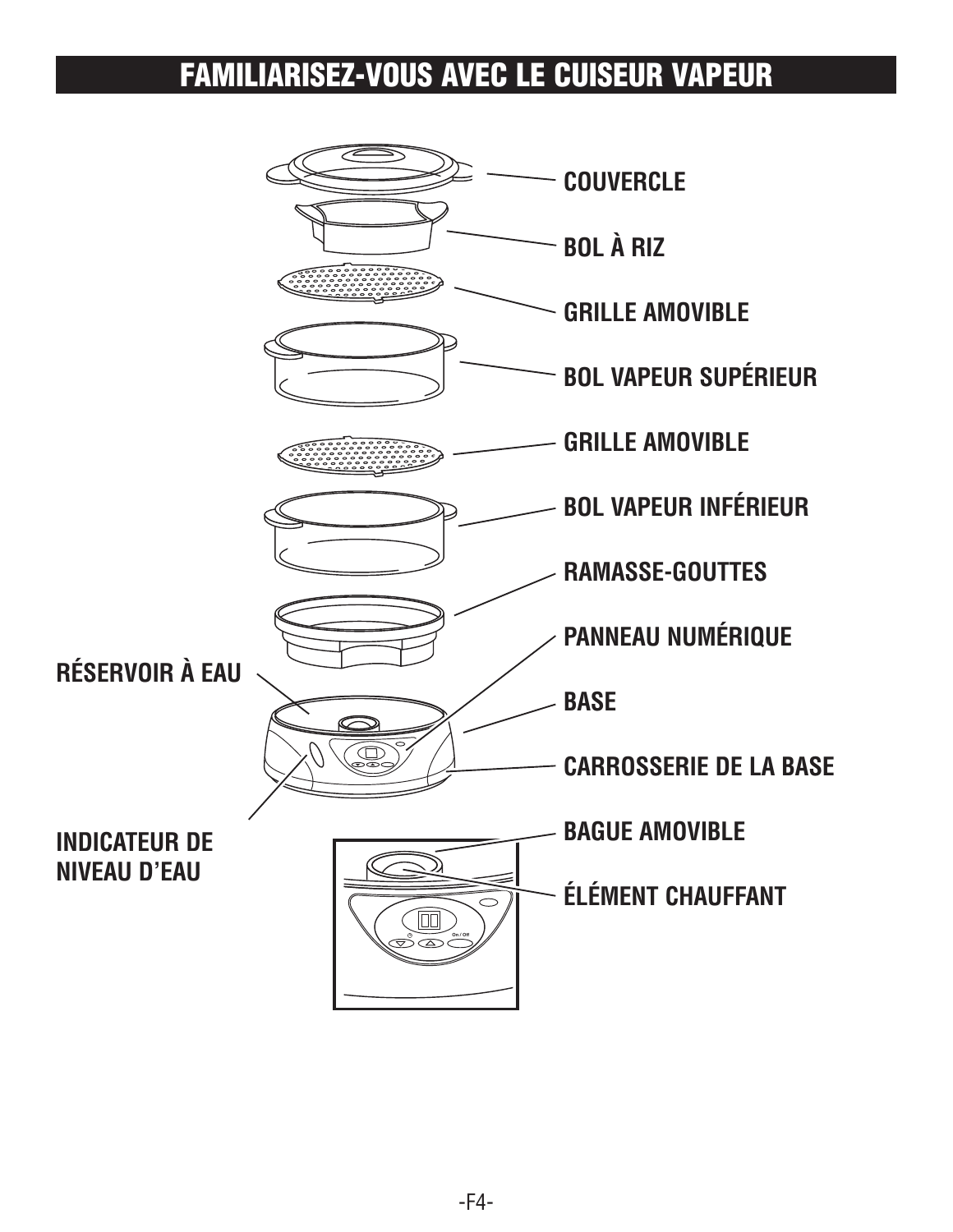# FAMILIARISEZ-VOUS AVEC LE CUISEUR VAPEUR

COUVERCLE

BOL À RIZ

GRILLE AMOVIBLE

BOL VAPEUR SUPÉRIEUR

GRILLE AMOVIBLE

BOL VAPEUR INFÉRIEUR

RAMASSE-GOUTTES

PANNEAU NUMÉRIQUE

RÉSERVOIR À EAU

BASE

CARROSSERIE DE LA BASE

INDICATEUR DE NIVEAU D'EAU

BAGUE AMOVIBLE

ÉLÉMENT CHAUFFANT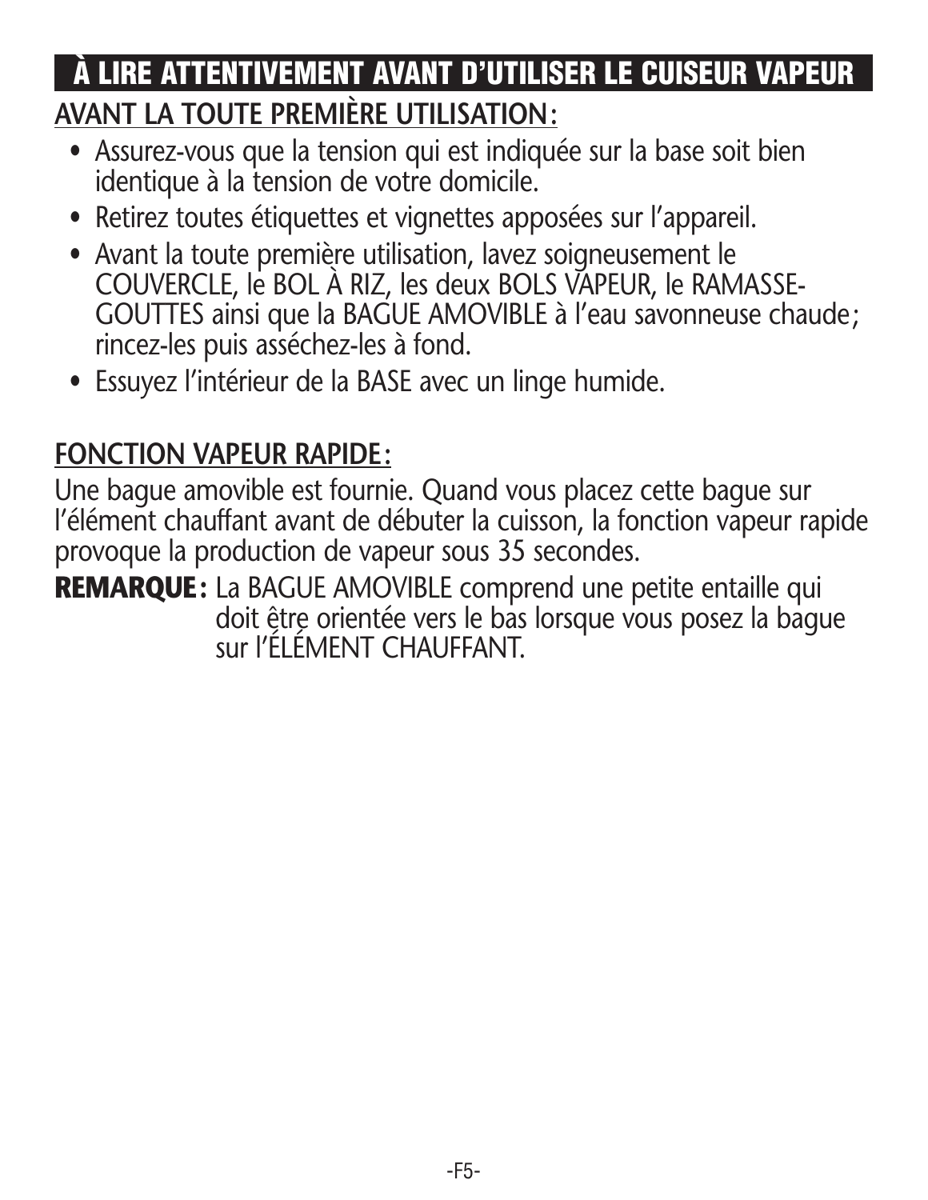## À LIRE ATTENTIVEMENT AVANT D'UTILISER LE CUISEUR VAPEUR

### AVANT LA TOUTE PREMIÈRE UTILISATION:

- Assurez-vous que la tension qui est indiquée sur la base soit bien identique à la tension de votre domicile.
- Retirez toutes étiquettes et vignettes apposées sur l'appareil.
- Avant la toute première utilisation, lavez soigneusement le COUVERCLE, le BOL À RIZ, les deux BOLS VAPEUR, le RAMASSE-GOUTTES ainsi que la BAGUE AMOVIBLE à l'eau savonneuse chaude; rincez-les puis asséchez-les à fond.
- Essuyez l'intérieur de la BASE avec un linge humide.

### FONCTION VAPEUR RAPIDE:

Une bague amovible est fournie. Quand vous placez cette bague sur l'élément chauffant avant de débuter la cuisson, la fonction vapeur rapide provoque la production de vapeur sous 35 secondes.

**REMARQUE:** La BAGUE AMOVIBLE comprend une petite entaille qui doit être orientée vers le bas lorsque vous posez la bague sur l'ÉLÉMENT CHAUFFANT.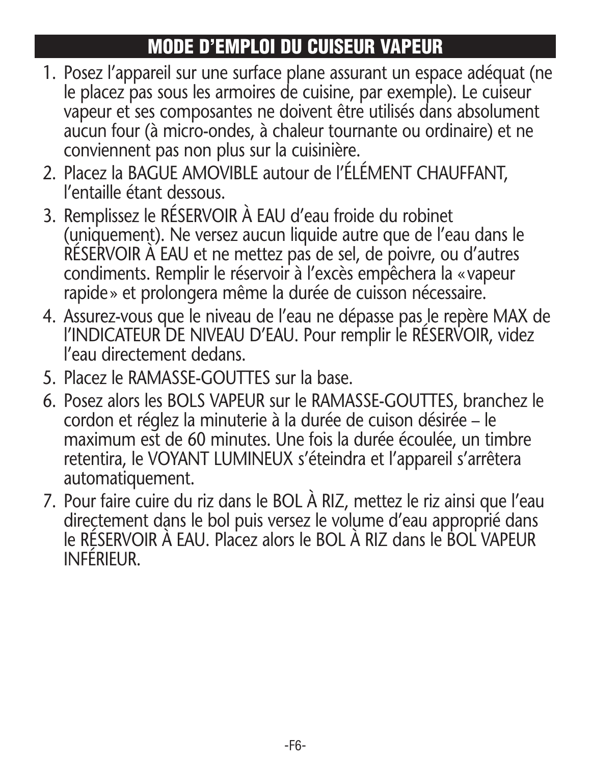## MODE D'EMPLOI DU CUISEUR VAPEUR

1. Posez l'appareil sur une surface plane assurant un espace adéquat (ne le placez pas sous les armoires de cuisine, par exemple). Le cuiseur vapeur et ses composantes ne doivent être utilisés dans absolument aucun four (à micro-ondes, à chaleur tournante ou ordinaire) et ne conviennent pas non plus sur la cuisinière.
2. Placez la BAGUE AMOVIBLE autour de l'ÉLÉMENT CHAUFFANT, l'entaille étant dessous.
3. Remplissez le RÉSERVOIR À EAU d'eau froide du robinet (uniquement). Ne versez aucun liquide autre que de l'eau dans le RÉSERVOIR À EAU et ne mettez pas de sel, de poivre, ou d'autres condiments. Remplir le réservoir à l'excès empêchera la «vapeur rapide» et prolongera même la durée de cuisson nécessaire.
4. Assurez-vous que le niveau de l'eau ne dépasse pas le repère MAX de l'INDICATEUR DE NIVEAU D'EAU. Pour remplir le RÉSERVOIR, videz l'eau directement dedans.
5. Placez le RAMASSE-GOUTTES sur la base.
6. Posez alors les BOLS VAPEUR sur le RAMASSE-GOUTTES, branchez le cordon et réglez la minuterie à la durée de cuison désirée – le maximum est de 60 minutes. Une fois la durée écoulée, un timbre retentira, le VOYANT LUMINEUX s'éteindra et l'appareil s'arrêtera automatiquement.
7. Pour faire cuire du riz dans le BOL À RIZ, mettez le riz ainsi que l'eau directement dans le bol puis versez le volume d'eau approprié dans le RÉSERVOIR À EAU. Placez alors le BOL À RIZ dans le BOL VAPEUR INFÉRIEUR.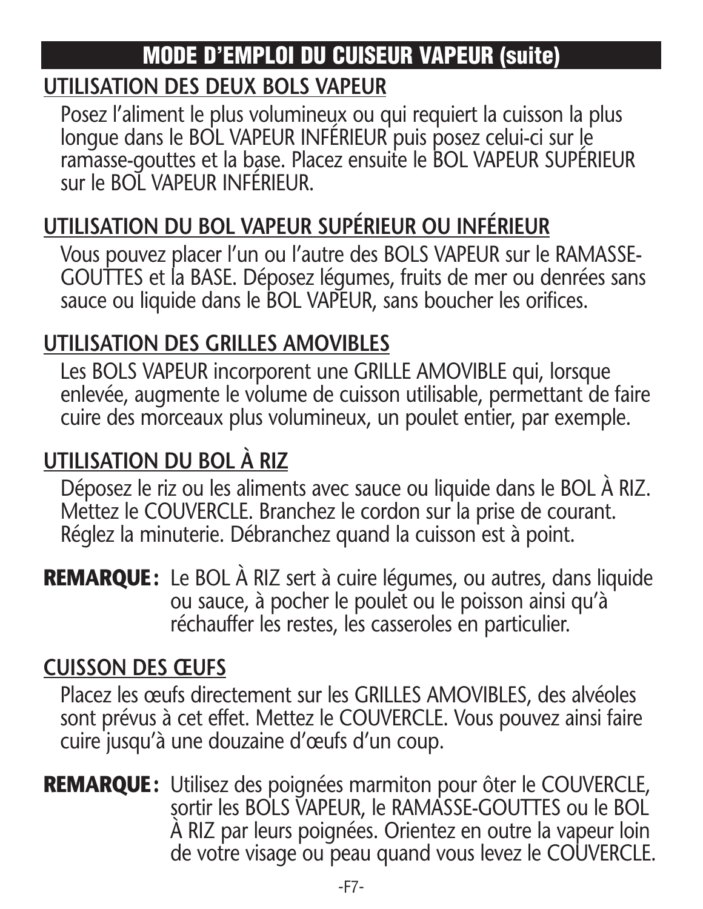# MODE D'EMPLOI DU CUISEUR VAPEUR (suite)

## UTILISATION DES DEUX BOLS VAPEUR

Posez l'aliment le plus volumineux ou qui requiert la cuisson la plus longue dans le BOL VAPEUR INFÉRIEUR puis posez celui-ci sur le ramasse-gouttes et la base. Placez ensuite le BOL VAPEUR SUPÉRIEUR sur le BOL VAPEUR INFÉRIEUR.

## UTILISATION DU BOL VAPEUR SUPÉRIEUR OU INFÉRIEUR

Vous pouvez placer l'un ou l'autre des BOLS VAPEUR sur le RAMASSE-GOUTTES et la BASE. Déposez légumes, fruits de mer ou denrées sans sauce ou liquide dans le BOL VAPEUR, sans boucher les orifices.

## UTILISATION DES GRILLES AMOVIBLES

Les BOLS VAPEUR incorporent une GRILLE AMOVIBLE qui, lorsque enlevée, augmente le volume de cuisson utilisable, permettant de faire cuire des morceaux plus volumineux, un poulet entier, par exemple.

## UTILISATION DU BOL À RIZ

Déposez le riz ou les aliments avec sauce ou liquide dans le BOL À RIZ. Mettez le COUVERCLE. Branchez le cordon sur la prise de courant. Réglez la minuterie. Débranchez quand la cuisson est à point.

**REMARQUE :** Le BOL À RIZ sert à cuire légumes, ou autres, dans liquide ou sauce, à pocher le poulet ou le poisson ainsi qu'à réchauffer les restes, les casseroles en particulier.

## CUISSON DES ŒUFS

Placez les œufs directement sur les GRILLES AMOVIBLES, des alvéoles sont prévus à cet effet. Mettez le COUVERCLE. Vous pouvez ainsi faire cuire jusqu'à une douzaine d'œufs d'un coup.

**REMARQUE :** Utilisez des poignées marmiton pour ôter le COUVERCLE, sortir les BOLS VAPEUR, le RAMASSE-GOUTTES ou le BOL À RIZ par leurs poignées. Orientez en outre la vapeur loin de votre visage ou peau quand vous levez le COUVERCLE.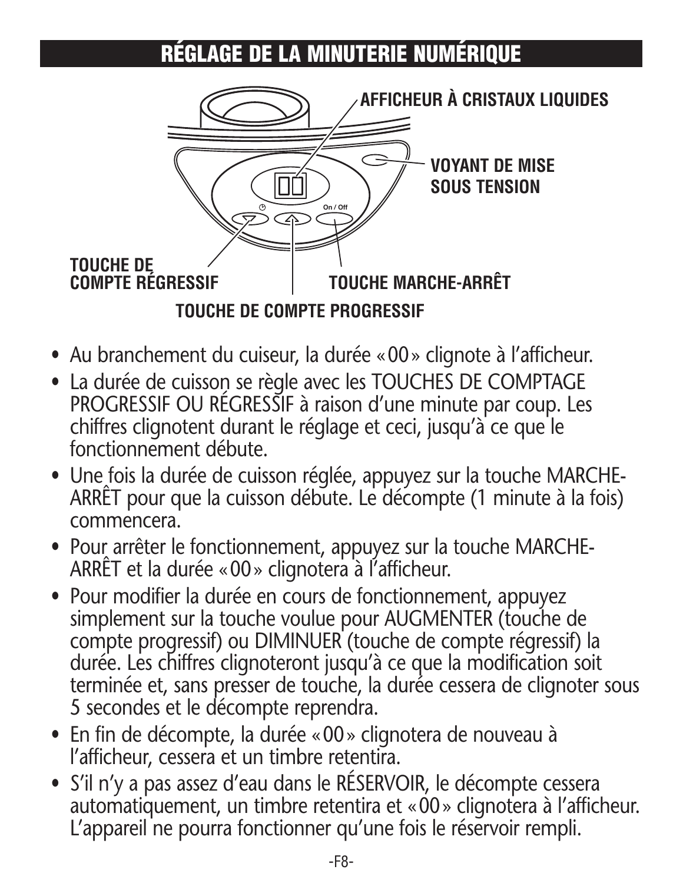# RÉGLAGE DE LA MINUTERIE NUMÉRIQUE

AFFICHEUR À CRISTAUX LIQUIDES

VOYANT DE MISE SOUS TENSION

TOUCHE DE COMPTE RÉGRESSIF

TOUCHE MARCHE-ARRÊT

TOUCHE DE COMPTE PROGRESSIF

- Au branchement du cuiseur, la durée « 00 » clignote à l'afficheur.
- La durée de cuisson se règle avec les TOUCHES DE COMPTAGE PROGRESSIF OU RÉGRESSIF à raison d'une minute par coup. Les chiffres clignotent durant le réglage et ceci, jusqu'à ce que le fonctionnement débute.
- Une fois la durée de cuisson réglée, appuyez sur la touche MARCHE-ARRÊT pour que la cuisson débute. Le décompte (1 minute à la fois) commencera.
- Pour arrêter le fonctionnement, appuyez sur la touche MARCHE-ARRÊT et la durée « 00 » clignotera à l'afficheur.
- Pour modifier la durée en cours de fonctionnement, appuyez simplement sur la touche voulue pour AUGMENTER (touche de compte progressif) ou DIMINUER (touche de compte régressif) la durée. Les chiffres clignoteront jusqu'à ce que la modification soit terminée et, sans presser de touche, la durée cessera de clignoter sous 5 secondes et le décompte reprendra.
- En fin de décompte, la durée « 00 » clignotera de nouveau à l'afficheur, cessera et un timbre retentira.
- S'il n'y a pas assez d'eau dans le RÉSERVOIR, le décompte cessera automatiquement, un timbre retentira et « 00 » clignotera à l'afficheur. L'appareil ne pourra fonctionner qu'une fois le réservoir rempli.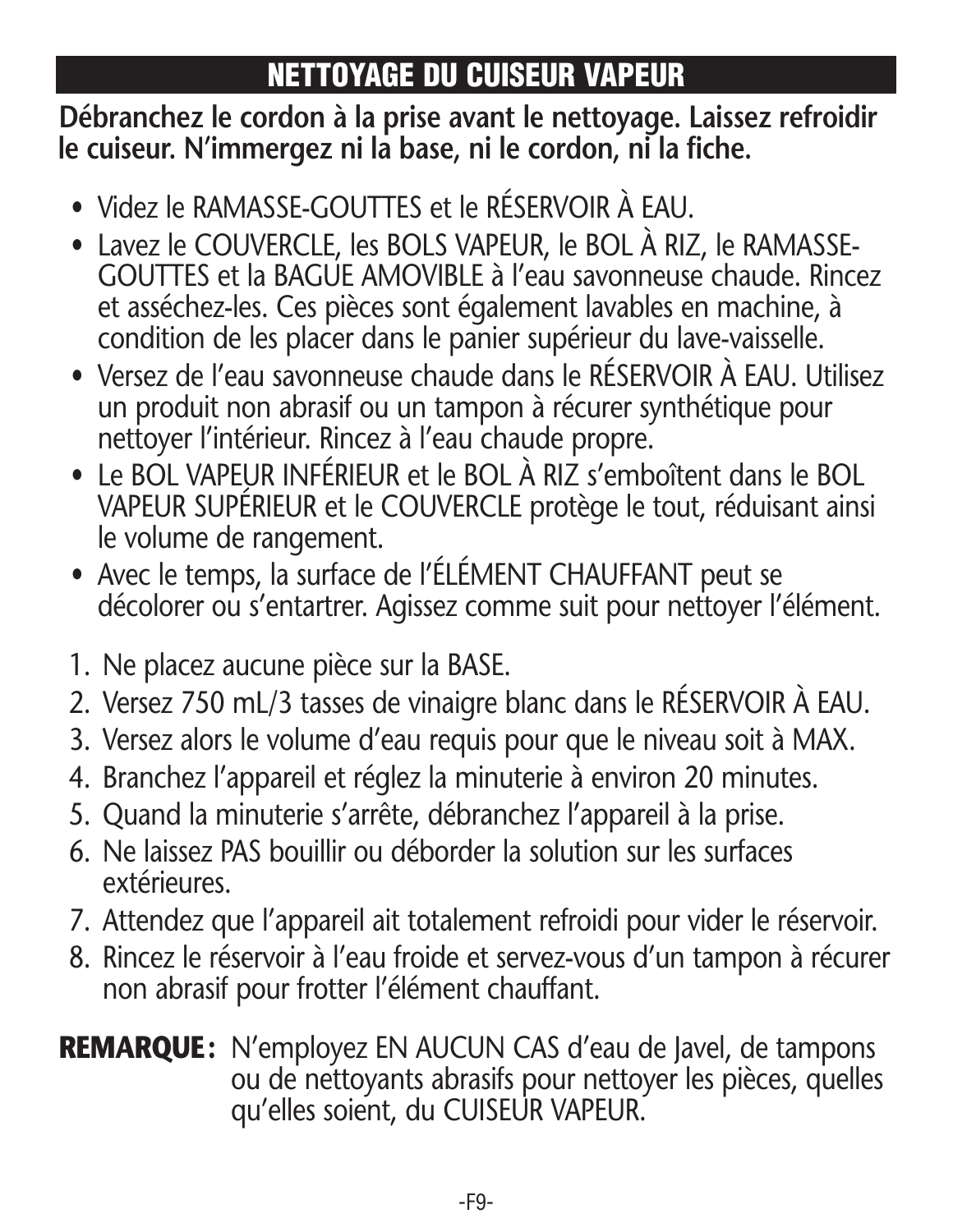## NETTOYAGE DU CUISEUR VAPEUR

**Débranchez le cordon à la prise avant le nettoyage. Laissez refroidir le cuiseur. N'immergez ni la base, ni le cordon, ni la fiche.**

- Videz le RAMASSE-GOUTTES et le RÉSERVOIR À EAU.
- Lavez le COUVERCLE, les BOLS VAPEUR, le BOL À RIZ, le RAMASSE-GOUTTES et la BAGUE AMOVIBLE à l'eau savonneuse chaude. Rincez et asséchez-les. Ces pièces sont également lavables en machine, à condition de les placer dans le panier supérieur du lave-vaisselle.
- Versez de l'eau savonneuse chaude dans le RÉSERVOIR À EAU. Utilisez un produit non abrasif ou un tampon à récurer synthétique pour nettoyer l'intérieur. Rincez à l'eau chaude propre.
- Le BOL VAPEUR INFÉRIEUR et le BOL À RIZ s'emboîtent dans le BOL VAPEUR SUPÉRIEUR et le COUVERCLE protège le tout, réduisant ainsi le volume de rangement.
- Avec le temps, la surface de l'ÉLÉMENT CHAUFFANT peut se décolorer ou s'entartrer. Agissez comme suit pour nettoyer l'élément.

1. Ne placez aucune pièce sur la BASE.
2. Versez 750 mL/3 tasses de vinaigre blanc dans le RÉSERVOIR À EAU.
3. Versez alors le volume d'eau requis pour que le niveau soit à MAX.
4. Branchez l'appareil et réglez la minuterie à environ 20 minutes.
5. Quand la minuterie s'arrête, débranchez l'appareil à la prise.
6. Ne laissez PAS bouillir ou déborder la solution sur les surfaces extérieures.
7. Attendez que l'appareil ait totalement refroidi pour vider le réservoir.
8. Rincez le réservoir à l'eau froide et servez-vous d'un tampon à récurer non abrasif pour frotter l'élément chauffant.

**REMARQUE :** N'employez EN AUCUN CAS d'eau de Javel, de tampons ou de nettoyants abrasifs pour nettoyer les pièces, quelles qu'elles soient, du CUISEUR VAPEUR.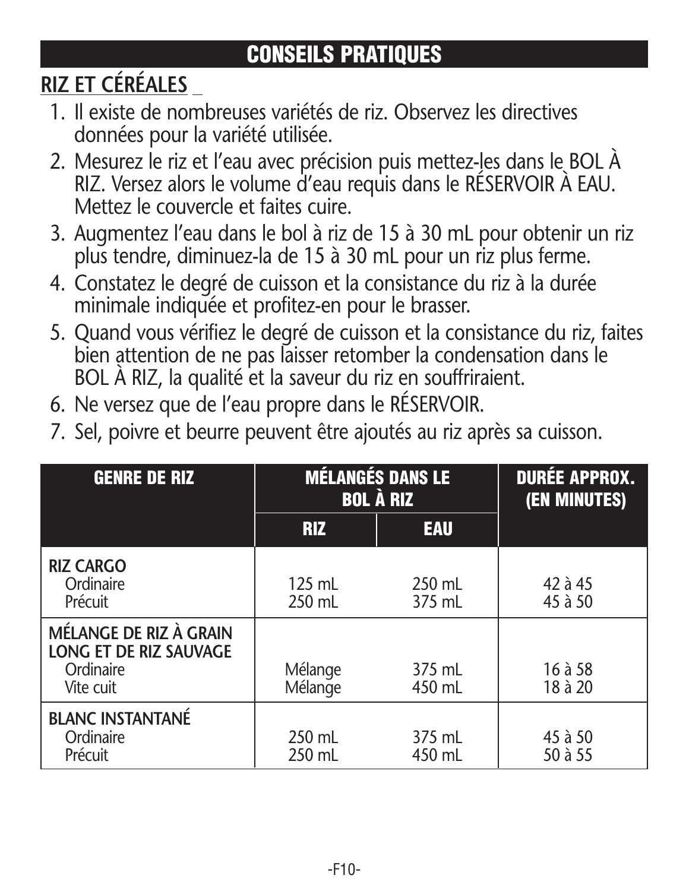## CONSEILS PRATIQUES

### RIZ ET CÉRÉALES

1. Il existe de nombreuses variétés de riz. Observez les directives données pour la variété utilisée.
2. Mesurez le riz et l'eau avec précision puis mettez-les dans le BOL À RIZ. Versez alors le volume d'eau requis dans le RÉSERVOIR À EAU. Mettez le couvercle et faites cuire.
3. Augmentez l'eau dans le bol à riz de 15 à 30 mL pour obtenir un riz plus tendre, diminuez-la de 15 à 30 mL pour un riz plus ferme.
4. Constatez le degré de cuisson et la consistance du riz à la durée minimale indiquée et profitez-en pour le brasser.
5. Quand vous vérifiez le degré de cuisson et la consistance du riz, faites bien attention de ne pas laisser retomber la condensation dans le BOL À RIZ, la qualité et la saveur du riz en souffriraient.
6. Ne versez que de l'eau propre dans le RÉSERVOIR.
7. Sel, poivre et beurre peuvent être ajoutés au riz après sa cuisson.

| GENRE DE RIZ | MÉLANGÉS DANS LE BOL À RIZ | | DURÉE APPROX. (EN MINUTES) |
|---|---|---|---|
| | RIZ | EAU | |
| **RIZ CARGO** | | | |
| Ordinaire | 125 mL | 250 mL | 42 à 45 |
| Précuit | 250 mL | 375 mL | 45 à 50 |
| **MÉLANGE DE RIZ À GRAIN LONG ET DE RIZ SAUVAGE** | | | |
| Ordinaire | Mélange | 375 mL | 16 à 58 |
| Vite cuit | Mélange | 450 mL | 18 à 20 |
| **BLANC INSTANTANÉ** | | | |
| Ordinaire | 250 mL | 375 mL | 45 à 50 |
| Précuit | 250 mL | 450 mL | 50 à 55 |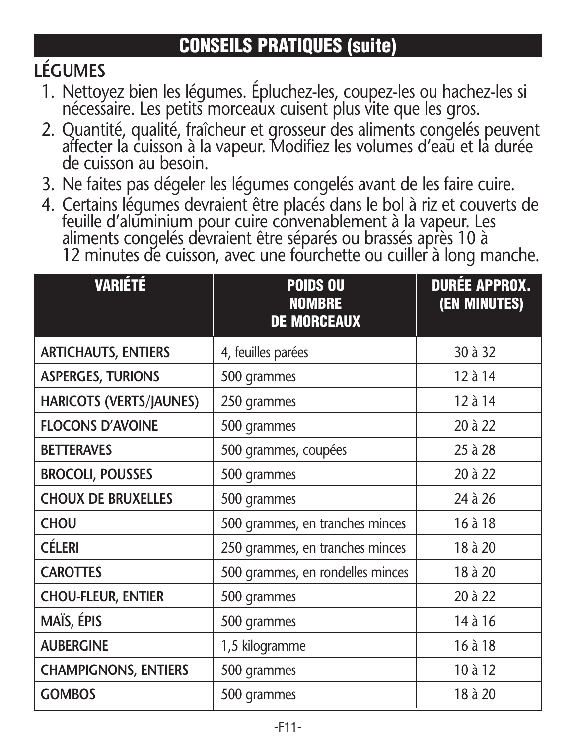## CONSEILS PRATIQUES (suite)

### LÉGUMES

1. Nettoyez bien les légumes. Épluchez-les, coupez-les ou hachez-les si nécessaire. Les petits morceaux cuisent plus vite que les gros.
2. Quantité, qualité, fraîcheur et grosseur des aliments congelés peuvent affecter la cuisson à la vapeur. Modifiez les volumes d'eau et la durée de cuisson au besoin.
3. Ne faites pas dégeler les légumes congelés avant de les faire cuire.
4. Certains légumes devraient être placés dans le bol à riz et couverts de feuille d'aluminium pour cuire convenablement à la vapeur. Les aliments congelés devraient être séparés ou brassés après 10 à 12 minutes de cuisson, avec une fourchette ou cuiller à long manche.

| VARIÉTÉ | POIDS OU NOMBRE DE MORCEAUX | DURÉE APPROX. (EN MINUTES) |
|---|---|---|
| **ARTICHAUTS, ENTIERS** | 4, feuilles parées | 30 à 32 |
| **ASPERGES, TURIONS** | 500 grammes | 12 à 14 |
| **HARICOTS (VERTS/JAUNES)** | 250 grammes | 12 à 14 |
| **FLOCONS D'AVOINE** | 500 grammes | 20 à 22 |
| **BETTERAVES** | 500 grammes, coupées | 25 à 28 |
| **BROCOLI, POUSSES** | 500 grammes | 20 à 22 |
| **CHOUX DE BRUXELLES** | 500 grammes | 24 à 26 |
| **CHOU** | 500 grammes, en tranches minces | 16 à 18 |
| **CÉLERI** | 250 grammes, en tranches minces | 18 à 20 |
| **CAROTTES** | 500 grammes, en rondelles minces | 18 à 20 |
| **CHOU-FLEUR, ENTIER** | 500 grammes | 20 à 22 |
| **MAÏS, ÉPIS** | 500 grammes | 14 à 16 |
| **AUBERGINE** | 1,5 kilogramme | 16 à 18 |
| **CHAMPIGNONS, ENTIERS** | 500 grammes | 10 à 12 |
| **GOMBOS** | 500 grammes | 18 à 20 |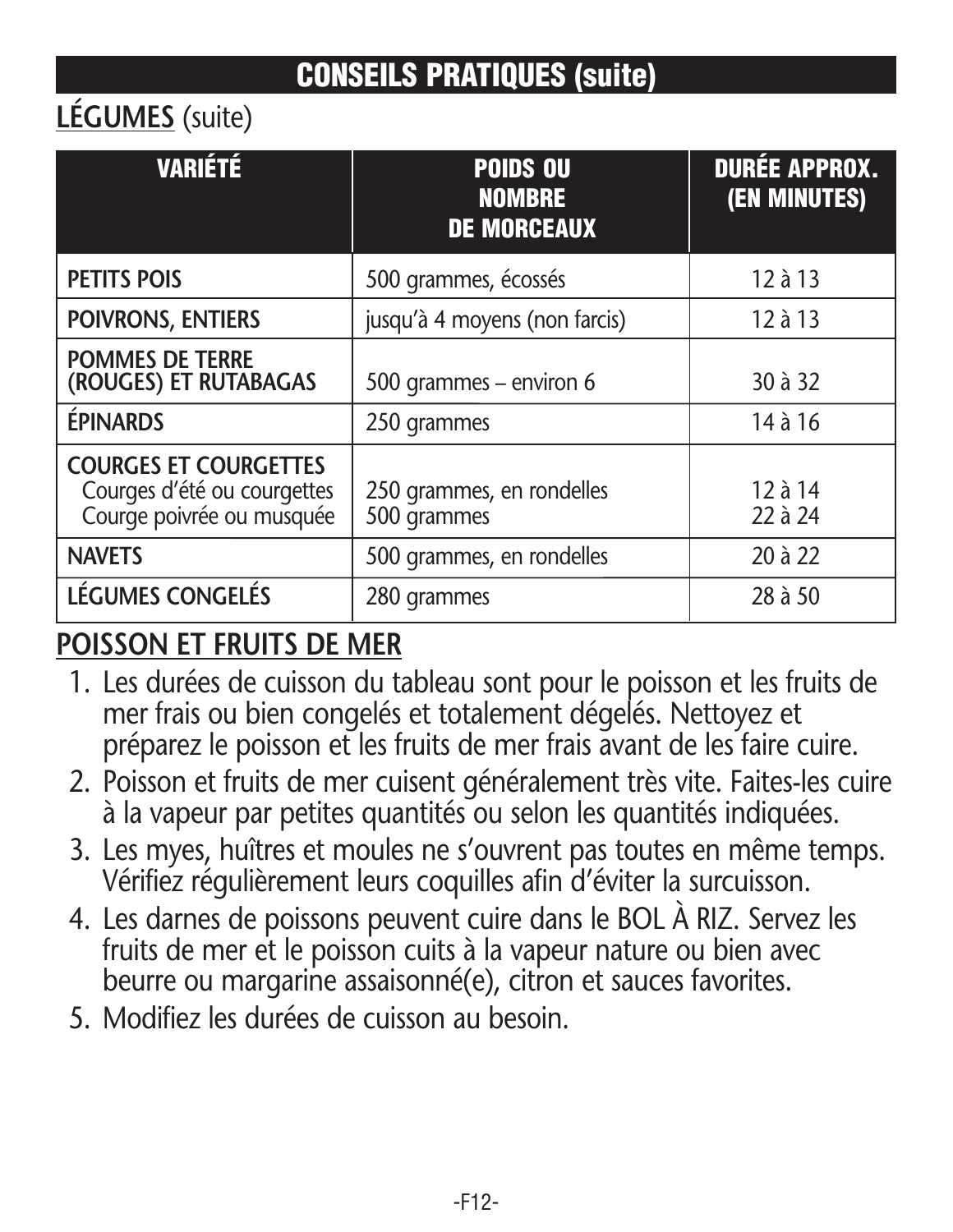## CONSEILS PRATIQUES (suite)

### **LÉGUMES** (suite)

| VARIÉTÉ | POIDS OU NOMBRE DE MORCEAUX | DURÉE APPROX. (EN MINUTES) |
|---|---|---|
| **PETITS POIS** | 500 grammes, écossés | 12 à 13 |
| **POIVRONS, ENTIERS** | jusqu'à 4 moyens (non farcis) | 12 à 13 |
| **POMMES DE TERRE (ROUGES) ET RUTABAGAS** | 500 grammes – environ 6 | 30 à 32 |
| **ÉPINARDS** | 250 grammes | 14 à 16 |
| **COURGES ET COURGETTES** | | |
| Courges d'été ou courgettes | 250 grammes, en rondelles | 12 à 14 |
| Courge poivrée ou musquée | 500 grammes | 22 à 24 |
| **NAVETS** | 500 grammes, en rondelles | 20 à 22 |
| **LÉGUMES CONGELÉS** | 280 grammes | 28 à 50 |

### **POISSON ET FRUITS DE MER**

1. Les durées de cuisson du tableau sont pour le poisson et les fruits de mer frais ou bien congelés et totalement dégelés. Nettoyez et préparez le poisson et les fruits de mer frais avant de les faire cuire.
2. Poisson et fruits de mer cuisent généralement très vite. Faites-les cuire à la vapeur par petites quantités ou selon les quantités indiquées.
3. Les myes, huîtres et moules ne s'ouvrent pas toutes en même temps. Vérifiez régulièrement leurs coquilles afin d'éviter la surcuisson.
4. Les darnes de poissons peuvent cuire dans le BOL À RIZ. Servez les fruits de mer et le poisson cuits à la vapeur nature ou bien avec beurre ou margarine assaisonné(e), citron et sauces favorites.
5. Modifiez les durées de cuisson au besoin.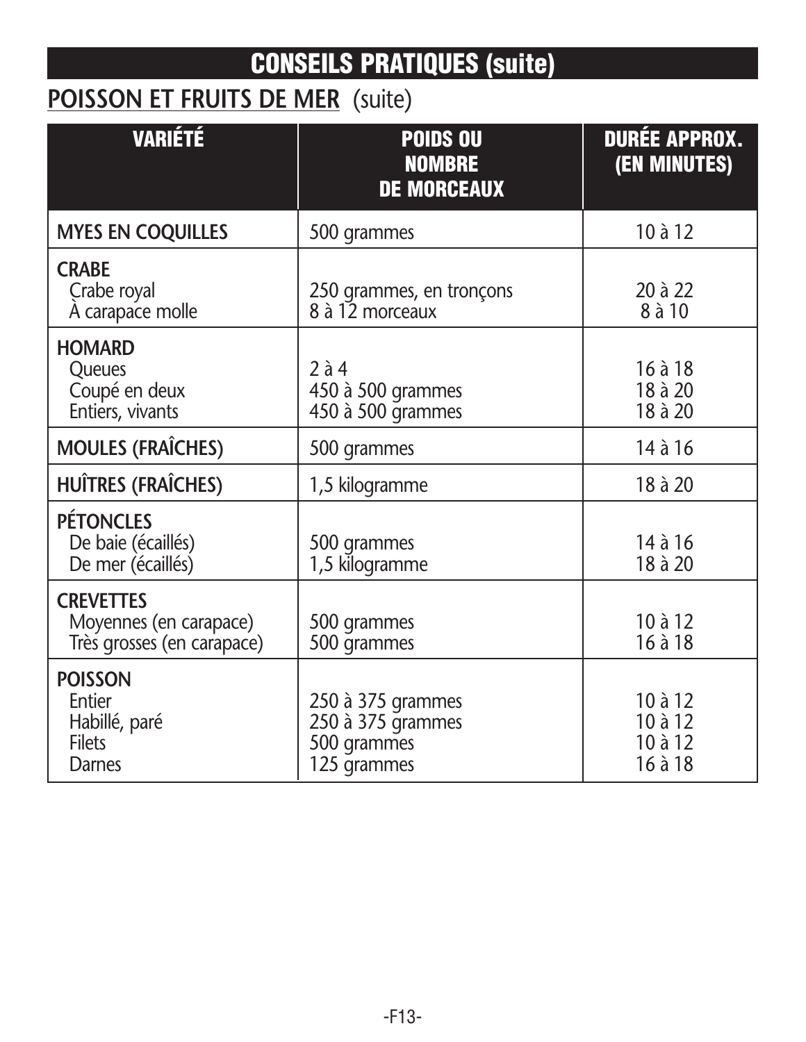## CONSEILS PRATIQUES (suite)

### POISSON ET FRUITS DE MER (suite)

| VARIÉTÉ | POIDS OU NOMBRE DE MORCEAUX | DURÉE APPROX. (EN MINUTES) |
|---|---|---|
| **MYES EN COQUILLES** | 500 grammes | 10 à 12 |
| **CRABE** | | |
| Crabe royal | 250 grammes, en tronçons | 20 à 22 |
| À carapace molle | 8 à 12 morceaux | 8 à 10 |
| **HOMARD** | | |
| Queues | 2 à 4 | 16 à 18 |
| Coupé en deux | 450 à 500 grammes | 18 à 20 |
| Entiers, vivants | 450 à 500 grammes | 18 à 20 |
| **MOULES (FRAÎCHES)** | 500 grammes | 14 à 16 |
| **HUÎTRES (FRAÎCHES)** | 1,5 kilogramme | 18 à 20 |
| **PÉTONCLES** | | |
| De baie (écaillés) | 500 grammes | 14 à 16 |
| De mer (écaillés) | 1,5 kilogramme | 18 à 20 |
| **CREVETTES** | | |
| Moyennes (en carapace) | 500 grammes | 10 à 12 |
| Très grosses (en carapace) | 500 grammes | 16 à 18 |
| **POISSON** | | |
| Entier | 250 à 375 grammes | 10 à 12 |
| Habillé, paré | 250 à 375 grammes | 10 à 12 |
| Filets | 500 grammes | 10 à 12 |
| Darnes | 125 grammes | 16 à 18 |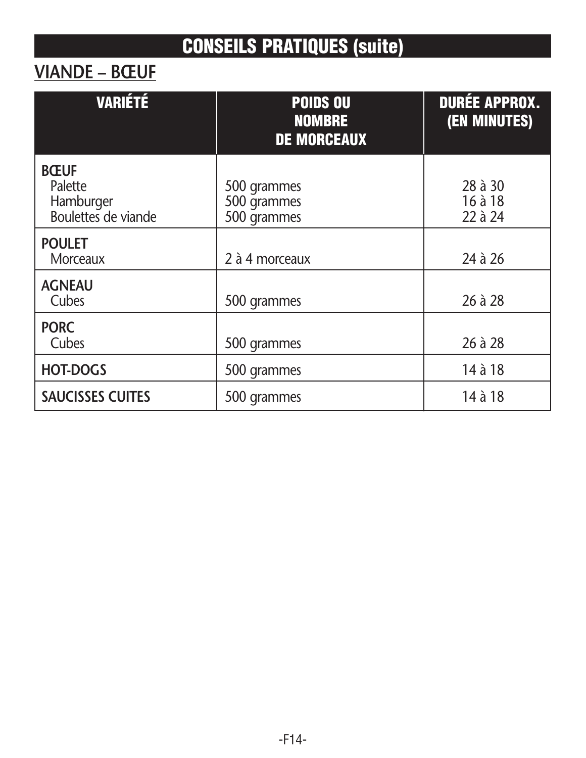# CONSEILS PRATIQUES (suite)

## VIANDE – BŒUF

| VARIÉTÉ | POIDS OU NOMBRE DE MORCEAUX | DURÉE APPROX. (EN MINUTES) |
|---|---|---|
| **BŒUF** | | |
| Palette | 500 grammes | 28 à 30 |
| Hamburger | 500 grammes | 16 à 18 |
| Boulettes de viande | 500 grammes | 22 à 24 |
| **POULET** | | |
| Morceaux | 2 à 4 morceaux | 24 à 26 |
| **AGNEAU** | | |
| Cubes | 500 grammes | 26 à 28 |
| **PORC** | | |
| Cubes | 500 grammes | 26 à 28 |
| **HOT-DOGS** | 500 grammes | 14 à 18 |
| **SAUCISSES CUITES** | 500 grammes | 14 à 18 |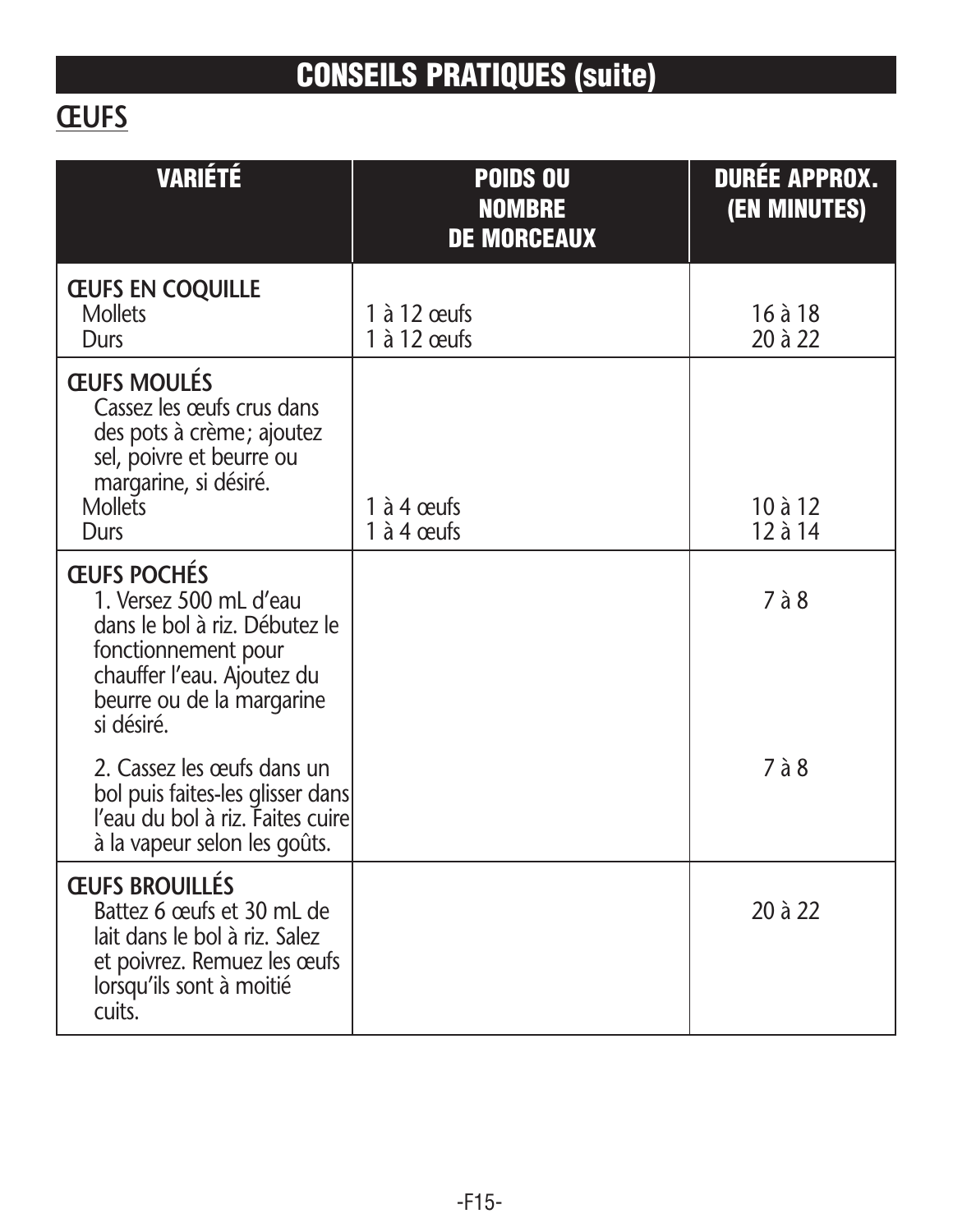## CONSEILS PRATIQUES (suite)

### ŒUFS

| VARIÉTÉ | POIDS OU NOMBRE DE MORCEAUX | DURÉE APPROX. (EN MINUTES) |
|---|---|---|
| **ŒUFS EN COQUILLE** | | |
| Mollets | 1 à 12 œufs | 16 à 18 |
| Durs | 1 à 12 œufs | 20 à 22 |
| **ŒUFS MOULÉS** Cassez les œufs crus dans des pots à crème; ajoutez sel, poivre et beurre ou margarine, si désiré. | | |
| Mollets | 1 à 4 œufs | 10 à 12 |
| Durs | 1 à 4 œufs | 12 à 14 |
| **ŒUFS POCHÉS** 1. Versez 500 mL d'eau dans le bol à riz. Débutez le fonctionnement pour chauffer l'eau. Ajoutez du beurre ou de la margarine si désiré. | | 7 à 8 |
| 2. Cassez les œufs dans un bol puis faites-les glisser dans l'eau du bol à riz. Faites cuire à la vapeur selon les goûts. | | 7 à 8 |
| **ŒUFS BROUILLÉS** Battez 6 œufs et 30 mL de lait dans le bol à riz. Salez et poivrez. Remuez les œufs lorsqu'ils sont à moitié cuits. | | 20 à 22 |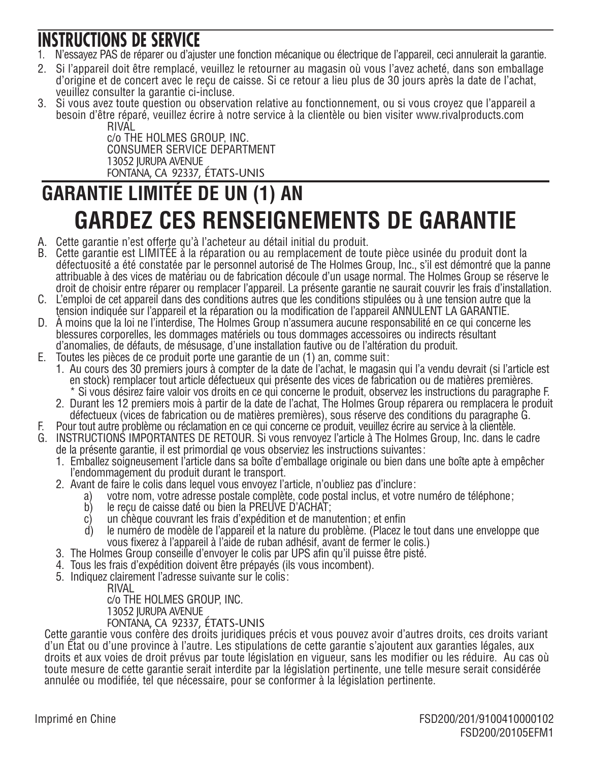# INSTRUCTIONS DE SERVICE

1. N'essayez PAS de réparer ou d'ajuster une fonction mécanique ou électrique de l'appareil, ceci annulerait la garantie.
2. Si l'appareil doit être remplacé, veuillez le retourner au magasin où vous l'avez acheté, dans son emballage d'origine et de concert avec le reçu de caisse. Si ce retour a lieu plus de 30 jours après la date de l'achat, veuillez consulter la garantie ci-incluse.
3. Si vous avez toute question ou observation relative au fonctionnement, ou si vous croyez que l'appareil a besoin d'être réparé, veuillez écrire à notre service à la clientèle ou bien visiter www.rivalproducts.com

   RIVAL
   c/o THE HOLMES GROUP, INC.
   CONSUMER SERVICE DEPARTMENT
   13052 JURUPA AVENUE
   FONTANA, CA 92337, ÉTATS-UNIS

# GARANTIE LIMITÉE DE UN (1) AN

# GARDEZ CES RENSEIGNEMENTS DE GARANTIE

A. Cette garantie n'est offerte qu'à l'acheteur au détail initial du produit.

B. Cette garantie est LIMITÉE à la réparation ou au remplacement de toute pièce usinée du produit dont la défectuosité a été constatée par le personnel autorisé de The Holmes Group, Inc., s'il est démontré que la panne attribuable à des vices de matériau ou de fabrication découle d'un usage normal. The Holmes Group se réserve le droit de choisir entre réparer ou remplacer l'appareil. La présente garantie ne saurait couvrir les frais d'installation.

C. L'emploi de cet appareil dans des conditions autres que les conditions stipulées ou à une tension autre que la tension indiquée sur l'appareil et la réparation ou la modification de l'appareil ANNULENT LA GARANTIE.

D. À moins que la loi ne l'interdise, The Holmes Group n'assumera aucune responsabilité en ce qui concerne les blessures corporelles, les dommages matériels ou tous dommages accessoires ou indirects résultant d'anomalies, de défauts, de mésusage, d'une installation fautive ou de l'altération du produit.

E. Toutes les pièces de ce produit porte une garantie de un (1) an, comme suit :
   1. Au cours des 30 premiers jours à compter de la date de l'achat, le magasin qui l'a vendu devrait (si l'article est en stock) remplacer tout article défectueux qui présente des vices de fabrication ou de matières premières.
      * Si vous désirez faire valoir vos droits en ce qui concerne le produit, observez les instructions du paragraphe F.
   2. Durant les 12 premiers mois à partir de la date de l'achat, The Holmes Group réparera ou remplacera le produit défectueux (vices de fabrication ou de matières premières), sous réserve des conditions du paragraphe G.

F. Pour tout autre problème ou réclamation en ce qui concerne ce produit, veuillez écrire au service à la clientèle.

G. INSTRUCTIONS IMPORTANTES DE RETOUR. Si vous renvoyez l'article à The Holmes Group, Inc. dans le cadre de la présente garantie, il est primordial qe vous observiez les instructions suivantes :
   1. Emballez soigneusement l'article dans sa boîte d'emballage originale ou bien dans une boîte apte à empêcher l'endommagement du produit durant le transport.
   2. Avant de faire le colis dans lequel vous envoyez l'article, n'oubliez pas d'inclure :
      a) votre nom, votre adresse postale complète, code postal inclus, et votre numéro de téléphone ;
      b) le reçu de caisse daté ou bien la PREUVE D'ACHAT ;
      c) un chèque couvrant les frais d'expédition et de manutention ; et enfin
      d) le numéro de modèle de l'appareil et la nature du problème. (Placez le tout dans une enveloppe que vous fixerez à l'appareil à l'aide de ruban adhésif, avant de fermer le colis.)
   3. The Holmes Group conseille d'envoyer le colis par UPS afin qu'il puisse être pisté.
   4. Tous les frais d'expédition doivent être prépayés (ils vous incombent).
   5. Indiquez clairement l'adresse suivante sur le colis :

      RIVAL
      c/o THE HOLMES GROUP, INC.
      13052 JURUPA AVENUE
      FONTANA, CA 92337, ÉTATS-UNIS

Cette garantie vous confère des droits juridiques précis et vous pouvez avoir d'autres droits, ces droits variant d'un État ou d'une province à l'autre. Les stipulations de cette garantie s'ajoutent aux garanties légales, aux droits et aux voies de droit prévus par toute législation en vigueur, sans les modifier ou les réduire. Au cas où toute mesure de cette garantie serait interdite par la législation pertinente, une telle mesure serait considérée annulée ou modifiée, tel que nécessaire, pour se conformer à la législation pertinente.

Imprimé en Chine

FSD200/201/9100410000102
FSD200/20105EFM1